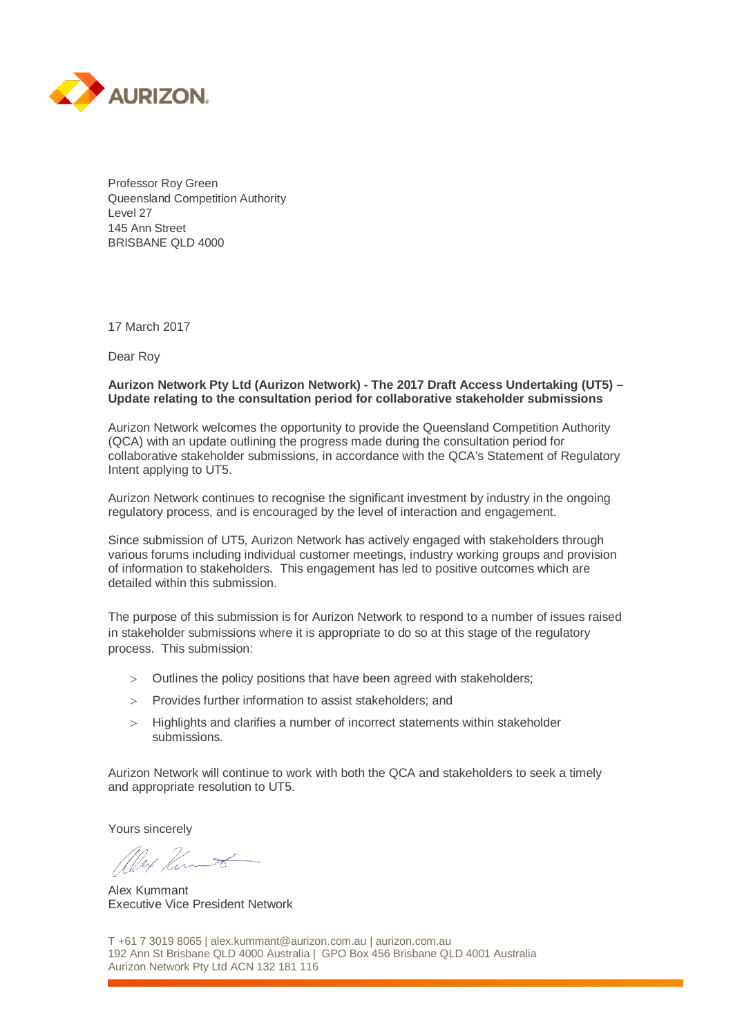AURIZON

Professor Roy Green
Queensland Competition Authority
Level 27
145 Ann Street
BRISBANE QLD 4000

17 March 2017

Dear Roy

**Aurizon Network Pty Ltd (Aurizon Network) - The 2017 Draft Access Undertaking (UT5) – Update relating to the consultation period for collaborative stakeholder submissions**

Aurizon Network welcomes the opportunity to provide the Queensland Competition Authority (QCA) with an update outlining the progress made during the consultation period for collaborative stakeholder submissions, in accordance with the QCA's Statement of Regulatory Intent applying to UT5.

Aurizon Network continues to recognise the significant investment by industry in the ongoing regulatory process, and is encouraged by the level of interaction and engagement.

Since submission of UT5, Aurizon Network has actively engaged with stakeholders through various forums including individual customer meetings, industry working groups and provision of information to stakeholders. This engagement has led to positive outcomes which are detailed within this submission.

The purpose of this submission is for Aurizon Network to respond to a number of issues raised in stakeholder submissions where it is appropriate to do so at this stage of the regulatory process. This submission:

- Outlines the policy positions that have been agreed with stakeholders;
- Provides further information to assist stakeholders; and
- Highlights and clarifies a number of incorrect statements within stakeholder submissions.

Aurizon Network will continue to work with both the QCA and stakeholders to seek a timely and appropriate resolution to UT5.

Yours sincerely

Alex Kummant
Executive Vice President Network

T +61 7 3019 8065 | alex.kummant@aurizon.com.au | aurizon.com.au
192 Ann St Brisbane QLD 4000 Australia | GPO Box 456 Brisbane QLD 4001 Australia
Aurizon Network Pty Ltd ACN 132 181 116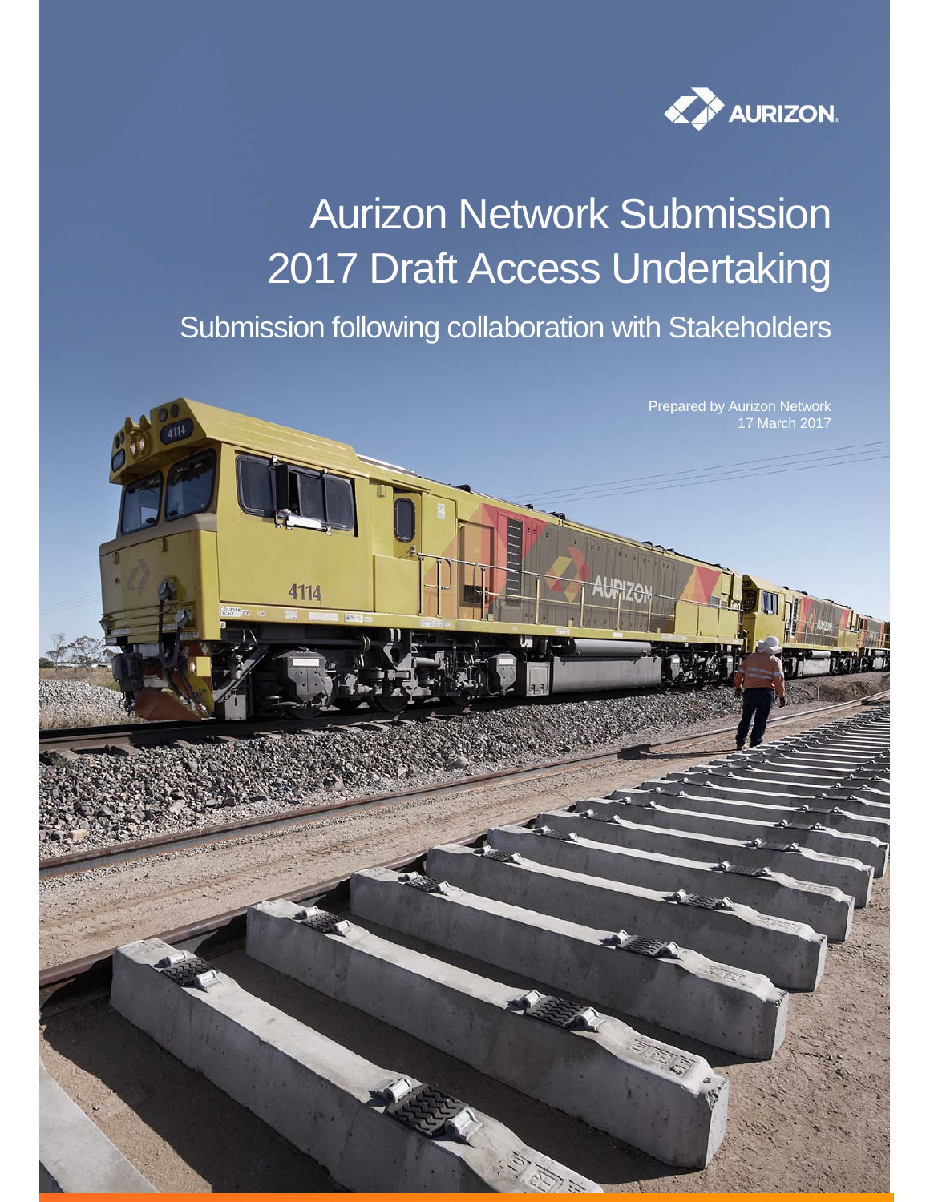AURIZON.

# Aurizon Network Submission 2017 Draft Access Undertaking

## Submission following collaboration with Stakeholders

Prepared by Aurizon Network
17 March 2017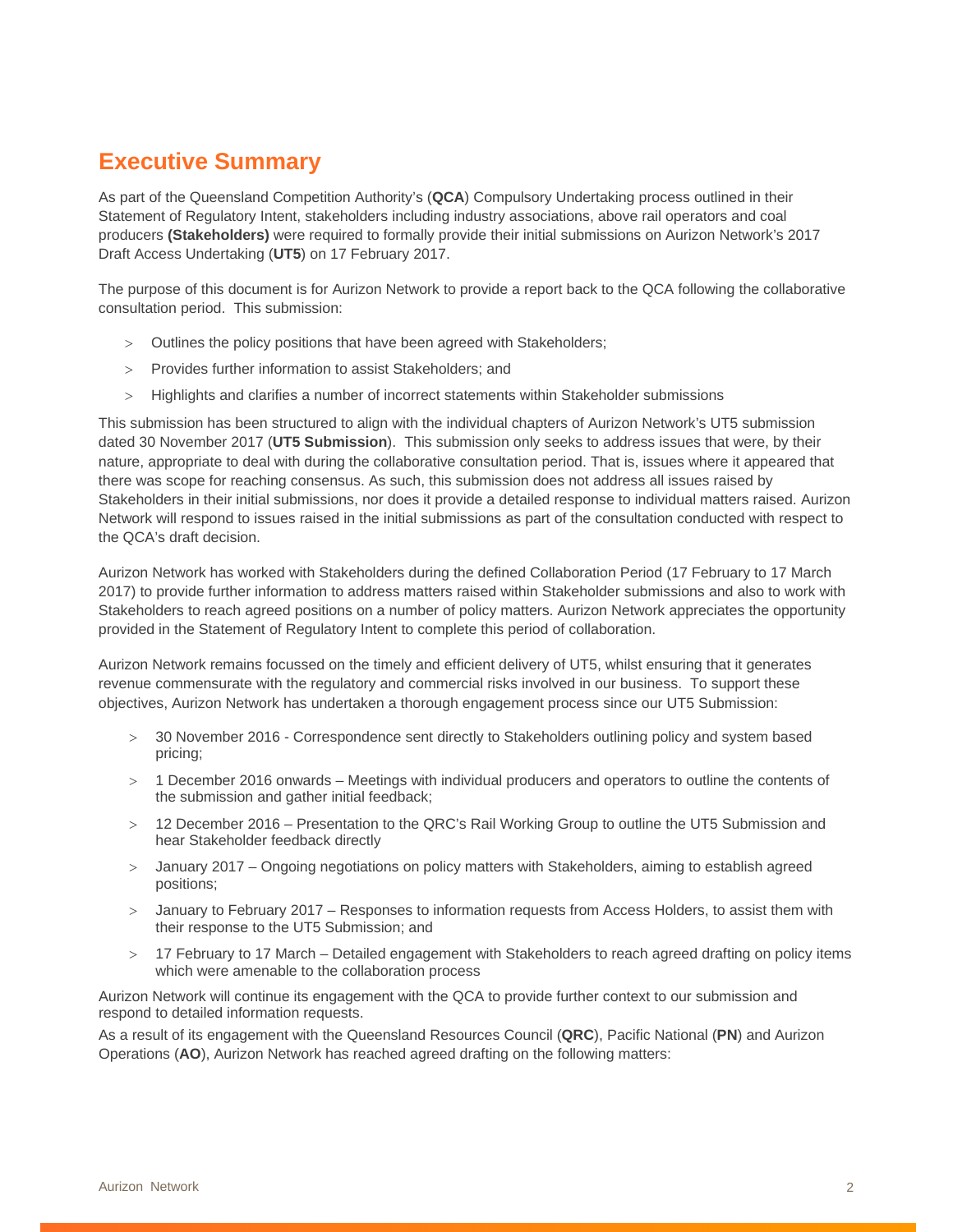# Executive Summary

As part of the Queensland Competition Authority's (**QCA**) Compulsory Undertaking process outlined in their Statement of Regulatory Intent, stakeholders including industry associations, above rail operators and coal producers **(Stakeholders)** were required to formally provide their initial submissions on Aurizon Network's 2017 Draft Access Undertaking (**UT5**) on 17 February 2017.

The purpose of this document is for Aurizon Network to provide a report back to the QCA following the collaborative consultation period. This submission:

- Outlines the policy positions that have been agreed with Stakeholders;
- Provides further information to assist Stakeholders; and
- Highlights and clarifies a number of incorrect statements within Stakeholder submissions

This submission has been structured to align with the individual chapters of Aurizon Network's UT5 submission dated 30 November 2017 (**UT5 Submission**). This submission only seeks to address issues that were, by their nature, appropriate to deal with during the collaborative consultation period. That is, issues where it appeared that there was scope for reaching consensus. As such, this submission does not address all issues raised by Stakeholders in their initial submissions, nor does it provide a detailed response to individual matters raised. Aurizon Network will respond to issues raised in the initial submissions as part of the consultation conducted with respect to the QCA's draft decision.

Aurizon Network has worked with Stakeholders during the defined Collaboration Period (17 February to 17 March 2017) to provide further information to address matters raised within Stakeholder submissions and also to work with Stakeholders to reach agreed positions on a number of policy matters. Aurizon Network appreciates the opportunity provided in the Statement of Regulatory Intent to complete this period of collaboration.

Aurizon Network remains focussed on the timely and efficient delivery of UT5, whilst ensuring that it generates revenue commensurate with the regulatory and commercial risks involved in our business. To support these objectives, Aurizon Network has undertaken a thorough engagement process since our UT5 Submission:

- 30 November 2016 - Correspondence sent directly to Stakeholders outlining policy and system based pricing;
- 1 December 2016 onwards – Meetings with individual producers and operators to outline the contents of the submission and gather initial feedback;
- 12 December 2016 – Presentation to the QRC's Rail Working Group to outline the UT5 Submission and hear Stakeholder feedback directly
- January 2017 – Ongoing negotiations on policy matters with Stakeholders, aiming to establish agreed positions;
- January to February 2017 – Responses to information requests from Access Holders, to assist them with their response to the UT5 Submission; and
- 17 February to 17 March – Detailed engagement with Stakeholders to reach agreed drafting on policy items which were amenable to the collaboration process

Aurizon Network will continue its engagement with the QCA to provide further context to our submission and respond to detailed information requests.

As a result of its engagement with the Queensland Resources Council (**QRC**), Pacific National (**PN**) and Aurizon Operations (**AO**), Aurizon Network has reached agreed drafting on the following matters: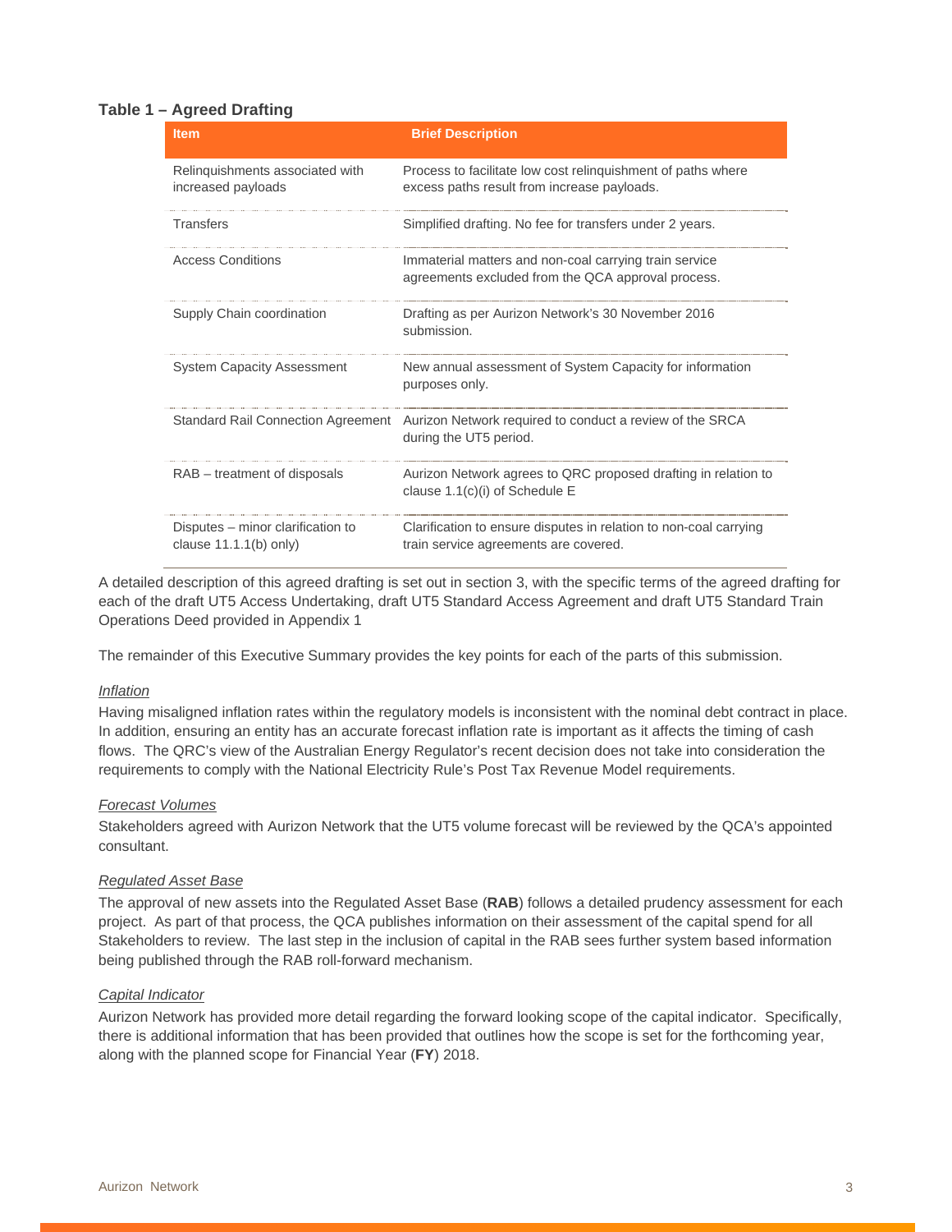**Table 1 – Agreed Drafting**

| Item | Brief Description |
| --- | --- |
| Relinquishments associated with increased payloads | Process to facilitate low cost relinquishment of paths where excess paths result from increase payloads. |
| Transfers | Simplified drafting. No fee for transfers under 2 years. |
| Access Conditions | Immaterial matters and non-coal carrying train service agreements excluded from the QCA approval process. |
| Supply Chain coordination | Drafting as per Aurizon Network's 30 November 2016 submission. |
| System Capacity Assessment | New annual assessment of System Capacity for information purposes only. |
| Standard Rail Connection Agreement | Aurizon Network required to conduct a review of the SRCA during the UT5 period. |
| RAB – treatment of disposals | Aurizon Network agrees to QRC proposed drafting in relation to clause 1.1(c)(i) of Schedule E |
| Disputes – minor clarification to clause 11.1.1(b) only) | Clarification to ensure disputes in relation to non-coal carrying train service agreements are covered. |

A detailed description of this agreed drafting is set out in section 3, with the specific terms of the agreed drafting for each of the draft UT5 Access Undertaking, draft UT5 Standard Access Agreement and draft UT5 Standard Train Operations Deed provided in Appendix 1

The remainder of this Executive Summary provides the key points for each of the parts of this submission.

*Inflation*

Having misaligned inflation rates within the regulatory models is inconsistent with the nominal debt contract in place. In addition, ensuring an entity has an accurate forecast inflation rate is important as it affects the timing of cash flows. The QRC's view of the Australian Energy Regulator's recent decision does not take into consideration the requirements to comply with the National Electricity Rule's Post Tax Revenue Model requirements.

*Forecast Volumes*

Stakeholders agreed with Aurizon Network that the UT5 volume forecast will be reviewed by the QCA's appointed consultant.

*Regulated Asset Base*

The approval of new assets into the Regulated Asset Base (**RAB**) follows a detailed prudency assessment for each project. As part of that process, the QCA publishes information on their assessment of the capital spend for all Stakeholders to review. The last step in the inclusion of capital in the RAB sees further system based information being published through the RAB roll-forward mechanism.

*Capital Indicator*

Aurizon Network has provided more detail regarding the forward looking scope of the capital indicator. Specifically, there is additional information that has been provided that outlines how the scope is set for the forthcoming year, along with the planned scope for Financial Year (**FY**) 2018.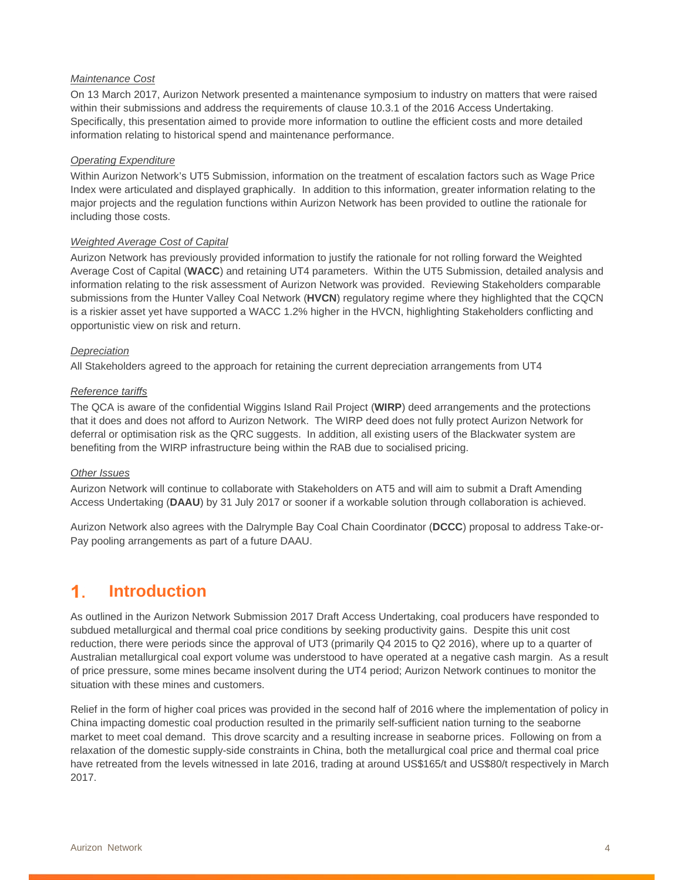*Maintenance Cost*

On 13 March 2017, Aurizon Network presented a maintenance symposium to industry on matters that were raised within their submissions and address the requirements of clause 10.3.1 of the 2016 Access Undertaking. Specifically, this presentation aimed to provide more information to outline the efficient costs and more detailed information relating to historical spend and maintenance performance.

*Operating Expenditure*

Within Aurizon Network's UT5 Submission, information on the treatment of escalation factors such as Wage Price Index were articulated and displayed graphically. In addition to this information, greater information relating to the major projects and the regulation functions within Aurizon Network has been provided to outline the rationale for including those costs.

*Weighted Average Cost of Capital*

Aurizon Network has previously provided information to justify the rationale for not rolling forward the Weighted Average Cost of Capital (**WACC**) and retaining UT4 parameters. Within the UT5 Submission, detailed analysis and information relating to the risk assessment of Aurizon Network was provided. Reviewing Stakeholders comparable submissions from the Hunter Valley Coal Network (**HVCN**) regulatory regime where they highlighted that the CQCN is a riskier asset yet have supported a WACC 1.2% higher in the HVCN, highlighting Stakeholders conflicting and opportunistic view on risk and return.

*Depreciation*

All Stakeholders agreed to the approach for retaining the current depreciation arrangements from UT4

*Reference tariffs*

The QCA is aware of the confidential Wiggins Island Rail Project (**WIRP**) deed arrangements and the protections that it does and does not afford to Aurizon Network. The WIRP deed does not fully protect Aurizon Network for deferral or optimisation risk as the QRC suggests. In addition, all existing users of the Blackwater system are benefiting from the WIRP infrastructure being within the RAB due to socialised pricing.

*Other Issues*

Aurizon Network will continue to collaborate with Stakeholders on AT5 and will aim to submit a Draft Amending Access Undertaking (**DAAU**) by 31 July 2017 or sooner if a workable solution through collaboration is achieved.

Aurizon Network also agrees with the Dalrymple Bay Coal Chain Coordinator (**DCCC**) proposal to address Take-or-Pay pooling arrangements as part of a future DAAU.

# 1. Introduction

As outlined in the Aurizon Network Submission 2017 Draft Access Undertaking, coal producers have responded to subdued metallurgical and thermal coal price conditions by seeking productivity gains. Despite this unit cost reduction, there were periods since the approval of UT3 (primarily Q4 2015 to Q2 2016), where up to a quarter of Australian metallurgical coal export volume was understood to have operated at a negative cash margin. As a result of price pressure, some mines became insolvent during the UT4 period; Aurizon Network continues to monitor the situation with these mines and customers.

Relief in the form of higher coal prices was provided in the second half of 2016 where the implementation of policy in China impacting domestic coal production resulted in the primarily self-sufficient nation turning to the seaborne market to meet coal demand. This drove scarcity and a resulting increase in seaborne prices. Following on from a relaxation of the domestic supply-side constraints in China, both the metallurgical coal price and thermal coal price have retreated from the levels witnessed in late 2016, trading at around US$165/t and US$80/t respectively in March 2017.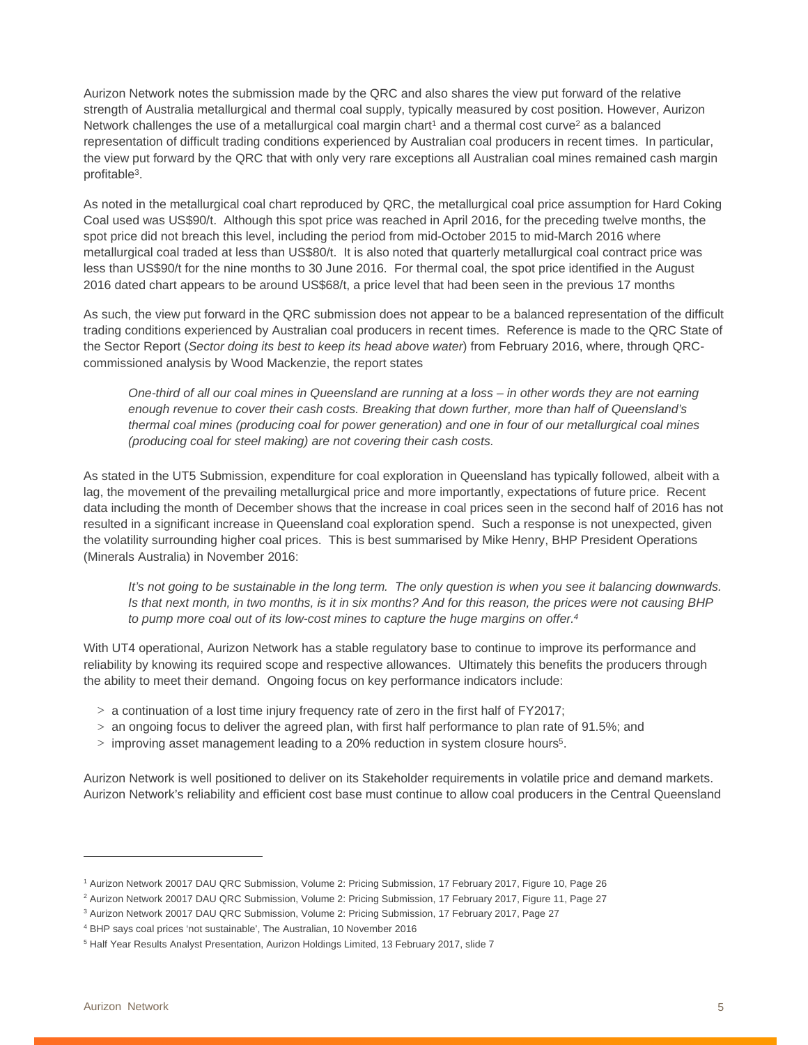Aurizon Network notes the submission made by the QRC and also shares the view put forward of the relative strength of Australia metallurgical and thermal coal supply, typically measured by cost position. However, Aurizon Network challenges the use of a metallurgical coal margin chart[1] and a thermal cost curve[2] as a balanced representation of difficult trading conditions experienced by Australian coal producers in recent times. In particular, the view put forward by the QRC that with only very rare exceptions all Australian coal mines remained cash margin profitable[3].

As noted in the metallurgical coal chart reproduced by QRC, the metallurgical coal price assumption for Hard Coking Coal used was US$90/t. Although this spot price was reached in April 2016, for the preceding twelve months, the spot price did not breach this level, including the period from mid-October 2015 to mid-March 2016 where metallurgical coal traded at less than US$80/t. It is also noted that quarterly metallurgical coal contract price was less than US$90/t for the nine months to 30 June 2016. For thermal coal, the spot price identified in the August 2016 dated chart appears to be around US$68/t, a price level that had been seen in the previous 17 months

As such, the view put forward in the QRC submission does not appear to be a balanced representation of the difficult trading conditions experienced by Australian coal producers in recent times. Reference is made to the QRC State of the Sector Report (*Sector doing its best to keep its head above water*) from February 2016, where, through QRC-commissioned analysis by Wood Mackenzie, the report states

> *One-third of all our coal mines in Queensland are running at a loss – in other words they are not earning enough revenue to cover their cash costs. Breaking that down further, more than half of Queensland's thermal coal mines (producing coal for power generation) and one in four of our metallurgical coal mines (producing coal for steel making) are not covering their cash costs.*

As stated in the UT5 Submission, expenditure for coal exploration in Queensland has typically followed, albeit with a lag, the movement of the prevailing metallurgical price and more importantly, expectations of future price. Recent data including the month of December shows that the increase in coal prices seen in the second half of 2016 has not resulted in a significant increase in Queensland coal exploration spend. Such a response is not unexpected, given the volatility surrounding higher coal prices. This is best summarised by Mike Henry, BHP President Operations (Minerals Australia) in November 2016:

> *It's not going to be sustainable in the long term. The only question is when you see it balancing downwards. Is that next month, in two months, is it in six months? And for this reason, the prices were not causing BHP to pump more coal out of its low-cost mines to capture the huge margins on offer.*[4]

With UT4 operational, Aurizon Network has a stable regulatory base to continue to improve its performance and reliability by knowing its required scope and respective allowances. Ultimately this benefits the producers through the ability to meet their demand. Ongoing focus on key performance indicators include:

- a continuation of a lost time injury frequency rate of zero in the first half of FY2017;
- an ongoing focus to deliver the agreed plan, with first half performance to plan rate of 91.5%; and
- improving asset management leading to a 20% reduction in system closure hours[5].

Aurizon Network is well positioned to deliver on its Stakeholder requirements in volatile price and demand markets. Aurizon Network's reliability and efficient cost base must continue to allow coal producers in the Central Queensland

---

[1] Aurizon Network 20017 DAU QRC Submission, Volume 2: Pricing Submission, 17 February 2017, Figure 10, Page 26

[2] Aurizon Network 20017 DAU QRC Submission, Volume 2: Pricing Submission, 17 February 2017, Figure 11, Page 27

[3] Aurizon Network 20017 DAU QRC Submission, Volume 2: Pricing Submission, 17 February 2017, Page 27

[4] BHP says coal prices 'not sustainable', The Australian, 10 November 2016

[5] Half Year Results Analyst Presentation, Aurizon Holdings Limited, 13 February 2017, slide 7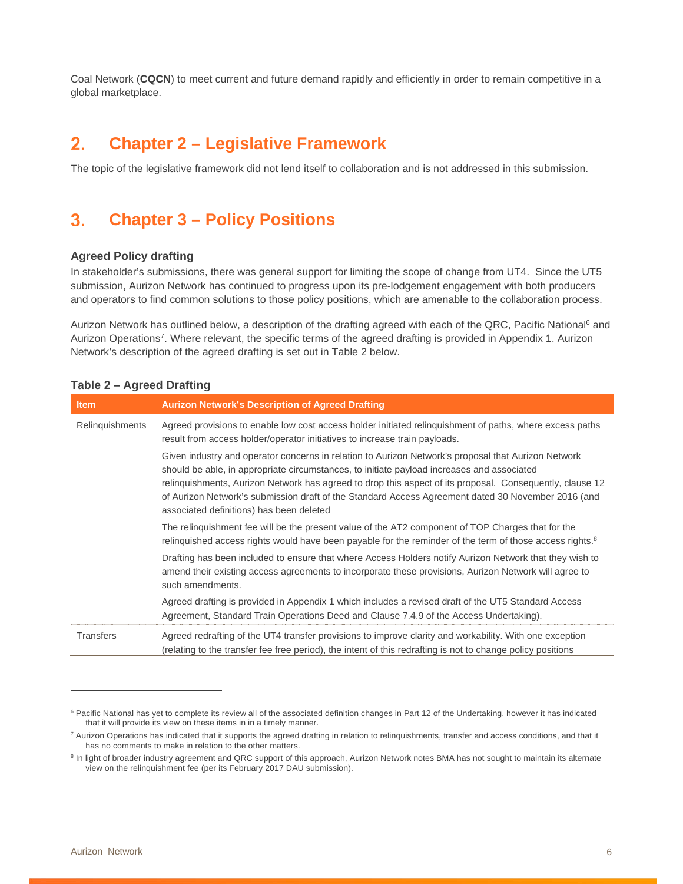Coal Network (**CQCN**) to meet current and future demand rapidly and efficiently in order to remain competitive in a global marketplace.

# 2. Chapter 2 – Legislative Framework

The topic of the legislative framework did not lend itself to collaboration and is not addressed in this submission.

# 3. Chapter 3 – Policy Positions

### Agreed Policy drafting

In stakeholder's submissions, there was general support for limiting the scope of change from UT4. Since the UT5 submission, Aurizon Network has continued to progress upon its pre-lodgement engagement with both producers and operators to find common solutions to those policy positions, which are amenable to the collaboration process.

Aurizon Network has outlined below, a description of the drafting agreed with each of the QRC, Pacific National[6] and Aurizon Operations[7]. Where relevant, the specific terms of the agreed drafting is provided in Appendix 1. Aurizon Network's description of the agreed drafting is set out in Table 2 below.

**Table 2 – Agreed Drafting**

| Item | Aurizon Network's Description of Agreed Drafting |
|---|---|
| Relinquishments | Agreed provisions to enable low cost access holder initiated relinquishment of paths, where excess paths result from access holder/operator initiatives to increase train payloads. |
| | Given industry and operator concerns in relation to Aurizon Network's proposal that Aurizon Network should be able, in appropriate circumstances, to initiate payload increases and associated relinquishments, Aurizon Network has agreed to drop this aspect of its proposal. Consequently, clause 12 of Aurizon Network's submission draft of the Standard Access Agreement dated 30 November 2016 (and associated definitions) has been deleted |
| | The relinquishment fee will be the present value of the AT2 component of TOP Charges that for the relinquished access rights would have been payable for the reminder of the term of those access rights.[8] |
| | Drafting has been included to ensure that where Access Holders notify Aurizon Network that they wish to amend their existing access agreements to incorporate these provisions, Aurizon Network will agree to such amendments. |
| | Agreed drafting is provided in Appendix 1 which includes a revised draft of the UT5 Standard Access Agreement, Standard Train Operations Deed and Clause 7.4.9 of the Access Undertaking). |
| Transfers | Agreed redrafting of the UT4 transfer provisions to improve clarity and workability. With one exception (relating to the transfer fee free period), the intent of this redrafting is not to change policy positions |

[6] Pacific National has yet to complete its review all of the associated definition changes in Part 12 of the Undertaking, however it has indicated that it will provide its view on these items in in a timely manner.

[7] Aurizon Operations has indicated that it supports the agreed drafting in relation to relinquishments, transfer and access conditions, and that it has no comments to make in relation to the other matters.

[8] In light of broader industry agreement and QRC support of this approach, Aurizon Network notes BMA has not sought to maintain its alternate view on the relinquishment fee (per its February 2017 DAU submission).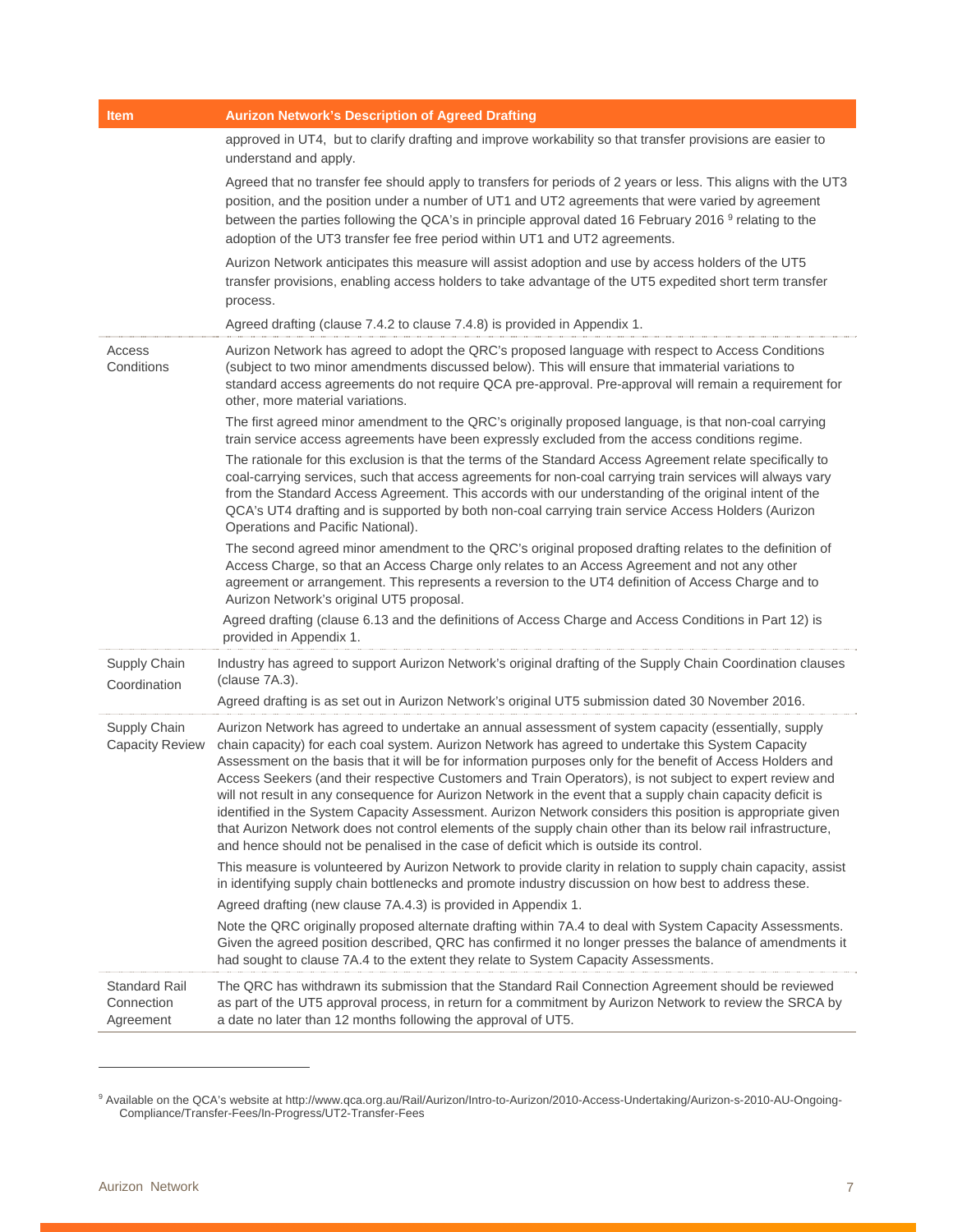| Item | Aurizon Network's Description of Agreed Drafting |
| --- | --- |
| | approved in UT4, but to clarify drafting and improve workability so that transfer provisions are easier to understand and apply.<br><br>Agreed that no transfer fee should apply to transfers for periods of 2 years or less. This aligns with the UT3 position, and the position under a number of UT1 and UT2 agreements that were varied by agreement between the parties following the QCA's in principle approval dated 16 February 2016 [9] relating to the adoption of the UT3 transfer fee free period within UT1 and UT2 agreements.<br><br>Aurizon Network anticipates this measure will assist adoption and use by access holders of the UT5 transfer provisions, enabling access holders to take advantage of the UT5 expedited short term transfer process.<br><br>Agreed drafting (clause 7.4.2 to clause 7.4.8) is provided in Appendix 1. |
| Access Conditions | Aurizon Network has agreed to adopt the QRC's proposed language with respect to Access Conditions (subject to two minor amendments discussed below). This will ensure that immaterial variations to standard access agreements do not require QCA pre-approval. Pre-approval will remain a requirement for other, more material variations.<br><br>The first agreed minor amendment to the QRC's originally proposed language, is that non-coal carrying train service access agreements have been expressly excluded from the access conditions regime.<br><br>The rationale for this exclusion is that the terms of the Standard Access Agreement relate specifically to coal-carrying services, such that access agreements for non-coal carrying train services will always vary from the Standard Access Agreement. This accords with our understanding of the original intent of the QCA's UT4 drafting and is supported by both non-coal carrying train service Access Holders (Aurizon Operations and Pacific National).<br><br>The second agreed minor amendment to the QRC's original proposed drafting relates to the definition of Access Charge, so that an Access Charge only relates to an Access Agreement and not any other agreement or arrangement. This represents a reversion to the UT4 definition of Access Charge and to Aurizon Network's original UT5 proposal.<br><br>Agreed drafting (clause 6.13 and the definitions of Access Charge and Access Conditions in Part 12) is provided in Appendix 1. |
| Supply Chain Coordination | Industry has agreed to support Aurizon Network's original drafting of the Supply Chain Coordination clauses (clause 7A.3).<br><br>Agreed drafting is as set out in Aurizon Network's original UT5 submission dated 30 November 2016. |
| Supply Chain Capacity Review | Aurizon Network has agreed to undertake an annual assessment of system capacity (essentially, supply chain capacity) for each coal system. Aurizon Network has agreed to undertake this System Capacity Assessment on the basis that it will be for information purposes only for the benefit of Access Holders and Access Seekers (and their respective Customers and Train Operators), is not subject to expert review and will not result in any consequence for Aurizon Network in the event that a supply chain capacity deficit is identified in the System Capacity Assessment. Aurizon Network considers this position is appropriate given that Aurizon Network does not control elements of the supply chain other than its below rail infrastructure, and hence should not be penalised in the case of deficit which is outside its control.<br><br>This measure is volunteered by Aurizon Network to provide clarity in relation to supply chain capacity, assist in identifying supply chain bottlenecks and promote industry discussion on how best to address these.<br><br>Agreed drafting (new clause 7A.4.3) is provided in Appendix 1.<br><br>Note the QRC originally proposed alternate drafting within 7A.4 to deal with System Capacity Assessments. Given the agreed position described, QRC has confirmed it no longer presses the balance of amendments it had sought to clause 7A.4 to the extent they relate to System Capacity Assessments. |
| Standard Rail Connection Agreement | The QRC has withdrawn its submission that the Standard Rail Connection Agreement should be reviewed as part of the UT5 approval process, in return for a commitment by Aurizon Network to review the SRCA by a date no later than 12 months following the approval of UT5. |

[9] Available on the QCA's website at http://www.qca.org.au/Rail/Aurizon/Intro-to-Aurizon/2010-Access-Undertaking/Aurizon-s-2010-AU-Ongoing-Compliance/Transfer-Fees/In-Progress/UT2-Transfer-Fees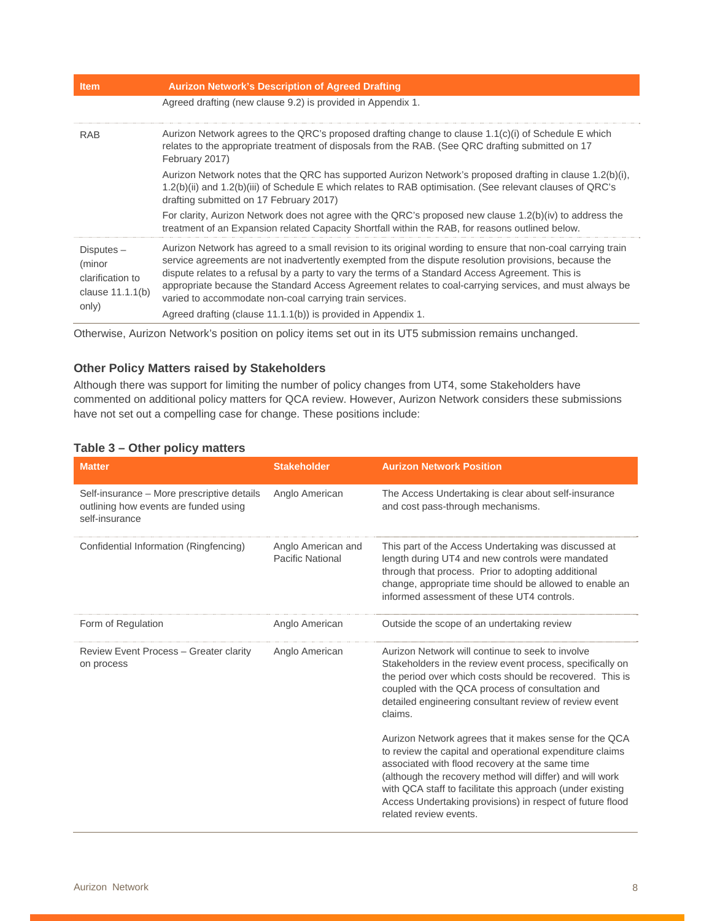| Item | Aurizon Network's Description of Agreed Drafting |
|---|---|
| | Agreed drafting (new clause 9.2) is provided in Appendix 1. |
| RAB | Aurizon Network agrees to the QRC's proposed drafting change to clause 1.1(c)(i) of Schedule E which relates to the appropriate treatment of disposals from the RAB. (See QRC drafting submitted on 17 February 2017)<br>Aurizon Network notes that the QRC has supported Aurizon Network's proposed drafting in clause 1.2(b)(i), 1.2(b)(ii) and 1.2(b)(iii) of Schedule E which relates to RAB optimisation. (See relevant clauses of QRC's drafting submitted on 17 February 2017)<br>For clarity, Aurizon Network does not agree with the QRC's proposed new clause 1.2(b)(iv) to address the treatment of an Expansion related Capacity Shortfall within the RAB, for reasons outlined below. |
| Disputes – (minor clarification to clause 11.1.1(b) only) | Aurizon Network has agreed to a small revision to its original wording to ensure that non-coal carrying train service agreements are not inadvertently exempted from the dispute resolution provisions, because the dispute relates to a refusal by a party to vary the terms of a Standard Access Agreement. This is appropriate because the Standard Access Agreement relates to coal-carrying services, and must always be varied to accommodate non-coal carrying train services.<br>Agreed drafting (clause 11.1.1(b)) is provided in Appendix 1. |

Otherwise, Aurizon Network's position on policy items set out in its UT5 submission remains unchanged.

### Other Policy Matters raised by Stakeholders

Although there was support for limiting the number of policy changes from UT4, some Stakeholders have commented on additional policy matters for QCA review. However, Aurizon Network considers these submissions have not set out a compelling case for change. These positions include:

**Table 3 – Other policy matters**

| Matter | Stakeholder | Aurizon Network Position |
|---|---|---|
| Self-insurance – More prescriptive details outlining how events are funded using self-insurance | Anglo American | The Access Undertaking is clear about self-insurance and cost pass-through mechanisms. |
| Confidential Information (Ringfencing) | Anglo American and Pacific National | This part of the Access Undertaking was discussed at length during UT4 and new controls were mandated through that process. Prior to adopting additional change, appropriate time should be allowed to enable an informed assessment of these UT4 controls. |
| Form of Regulation | Anglo American | Outside the scope of an undertaking review |
| Review Event Process – Greater clarity on process | Anglo American | Aurizon Network will continue to seek to involve Stakeholders in the review event process, specifically on the period over which costs should be recovered. This is coupled with the QCA process of consultation and detailed engineering consultant review of review event claims.<br><br>Aurizon Network agrees that it makes sense for the QCA to review the capital and operational expenditure claims associated with flood recovery at the same time (although the recovery method will differ) and will work with QCA staff to facilitate this approach (under existing Access Undertaking provisions) in respect of future flood related review events. |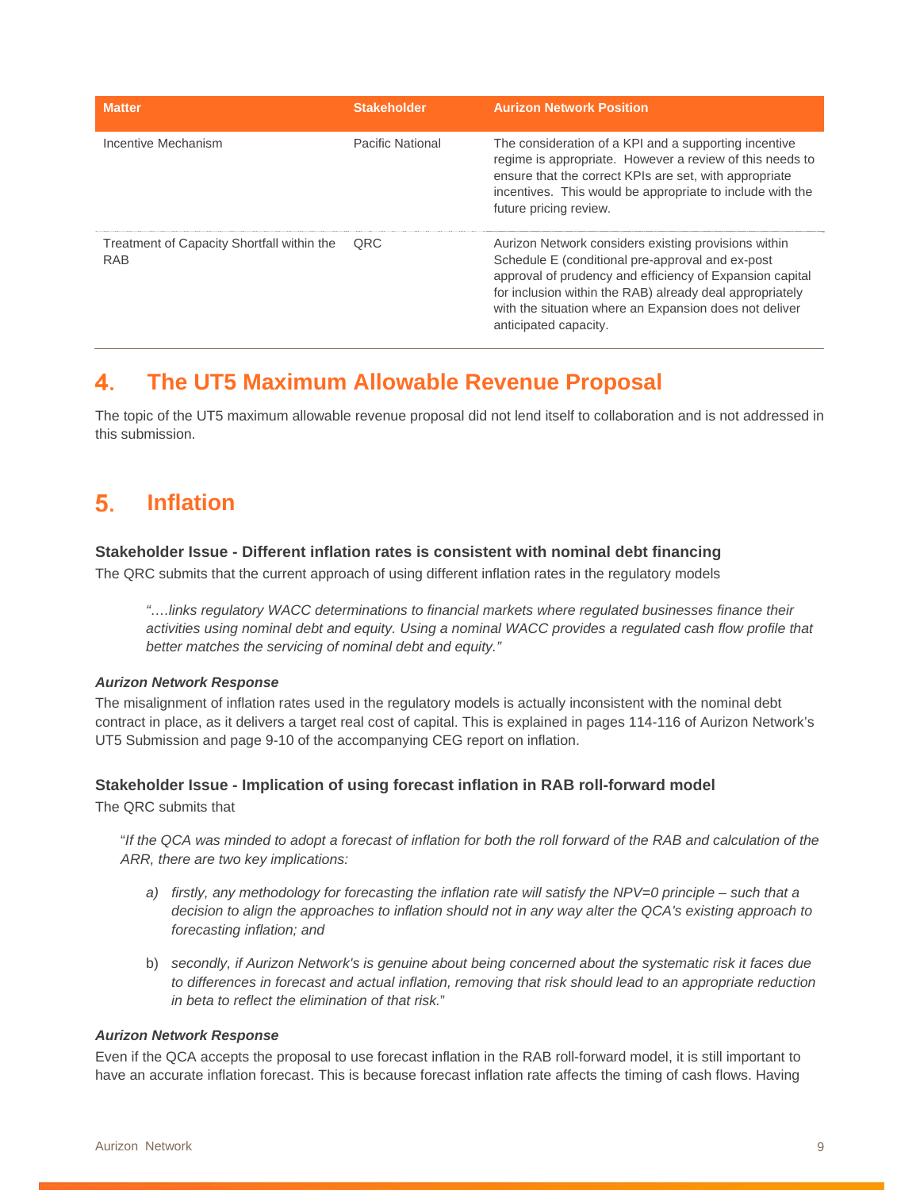| Matter | Stakeholder | Aurizon Network Position |
| --- | --- | --- |
| Incentive Mechanism | Pacific National | The consideration of a KPI and a supporting incentive regime is appropriate. However a review of this needs to ensure that the correct KPIs are set, with appropriate incentives. This would be appropriate to include with the future pricing review. |
| Treatment of Capacity Shortfall within the RAB | QRC | Aurizon Network considers existing provisions within Schedule E (conditional pre-approval and ex-post approval of prudency and efficiency of Expansion capital for inclusion within the RAB) already deal appropriately with the situation where an Expansion does not deliver anticipated capacity. |

# 4. The UT5 Maximum Allowable Revenue Proposal

The topic of the UT5 maximum allowable revenue proposal did not lend itself to collaboration and is not addressed in this submission.

# 5. Inflation

### Stakeholder Issue - Different inflation rates is consistent with nominal debt financing

The QRC submits that the current approach of using different inflation rates in the regulatory models

> *"….links regulatory WACC determinations to financial markets where regulated businesses finance their activities using nominal debt and equity. Using a nominal WACC provides a regulated cash flow profile that better matches the servicing of nominal debt and equity."*

#### *Aurizon Network Response*

The misalignment of inflation rates used in the regulatory models is actually inconsistent with the nominal debt contract in place, as it delivers a target real cost of capital. This is explained in pages 114-116 of Aurizon Network's UT5 Submission and page 9-10 of the accompanying CEG report on inflation.

### Stakeholder Issue - Implication of using forecast inflation in RAB roll-forward model

The QRC submits that

> "*If the QCA was minded to adopt a forecast of inflation for both the roll forward of the RAB and calculation of the ARR, there are two key implications:*
>
> a) *firstly, any methodology for forecasting the inflation rate will satisfy the NPV=0 principle – such that a decision to align the approaches to inflation should not in any way alter the QCA's existing approach to forecasting inflation; and*
>
> b) *secondly, if Aurizon Network's is genuine about being concerned about the systematic risk it faces due to differences in forecast and actual inflation, removing that risk should lead to an appropriate reduction in beta to reflect the elimination of that risk.*"

#### *Aurizon Network Response*

Even if the QCA accepts the proposal to use forecast inflation in the RAB roll-forward model, it is still important to have an accurate inflation forecast. This is because forecast inflation rate affects the timing of cash flows. Having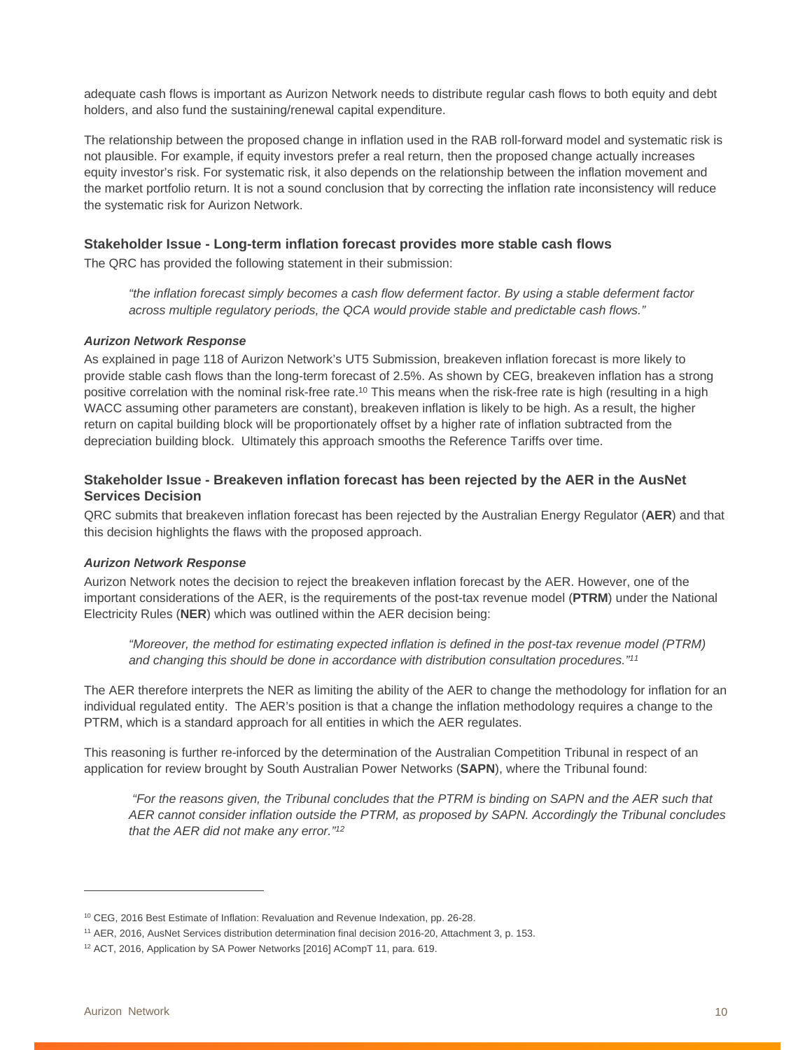adequate cash flows is important as Aurizon Network needs to distribute regular cash flows to both equity and debt holders, and also fund the sustaining/renewal capital expenditure.

The relationship between the proposed change in inflation used in the RAB roll-forward model and systematic risk is not plausible. For example, if equity investors prefer a real return, then the proposed change actually increases equity investor's risk. For systematic risk, it also depends on the relationship between the inflation movement and the market portfolio return. It is not a sound conclusion that by correcting the inflation rate inconsistency will reduce the systematic risk for Aurizon Network.

### Stakeholder Issue - Long-term inflation forecast provides more stable cash flows

The QRC has provided the following statement in their submission:

> *"the inflation forecast simply becomes a cash flow deferment factor. By using a stable deferment factor across multiple regulatory periods, the QCA would provide stable and predictable cash flows."*

#### *Aurizon Network Response*

As explained in page 118 of Aurizon Network's UT5 Submission, breakeven inflation forecast is more likely to provide stable cash flows than the long-term forecast of 2.5%. As shown by CEG, breakeven inflation has a strong positive correlation with the nominal risk-free rate.[10] This means when the risk-free rate is high (resulting in a high WACC assuming other parameters are constant), breakeven inflation is likely to be high. As a result, the higher return on capital building block will be proportionately offset by a higher rate of inflation subtracted from the depreciation building block. Ultimately this approach smooths the Reference Tariffs over time.

### Stakeholder Issue - Breakeven inflation forecast has been rejected by the AER in the AusNet Services Decision

QRC submits that breakeven inflation forecast has been rejected by the Australian Energy Regulator (**AER**) and that this decision highlights the flaws with the proposed approach.

#### *Aurizon Network Response*

Aurizon Network notes the decision to reject the breakeven inflation forecast by the AER. However, one of the important considerations of the AER, is the requirements of the post-tax revenue model (**PTRM**) under the National Electricity Rules (**NER**) which was outlined within the AER decision being:

> *"Moreover, the method for estimating expected inflation is defined in the post-tax revenue model (PTRM) and changing this should be done in accordance with distribution consultation procedures."*[11]

The AER therefore interprets the NER as limiting the ability of the AER to change the methodology for inflation for an individual regulated entity. The AER's position is that a change the inflation methodology requires a change to the PTRM, which is a standard approach for all entities in which the AER regulates.

This reasoning is further re-inforced by the determination of the Australian Competition Tribunal in respect of an application for review brought by South Australian Power Networks (**SAPN**), where the Tribunal found:

> *"For the reasons given, the Tribunal concludes that the PTRM is binding on SAPN and the AER such that AER cannot consider inflation outside the PTRM, as proposed by SAPN. Accordingly the Tribunal concludes that the AER did not make any error."*[12]

---

[10] CEG, 2016 Best Estimate of Inflation: Revaluation and Revenue Indexation, pp. 26-28.

[11] AER, 2016, AusNet Services distribution determination final decision 2016-20, Attachment 3, p. 153.

[12] ACT, 2016, Application by SA Power Networks [2016] ACompT 11, para. 619.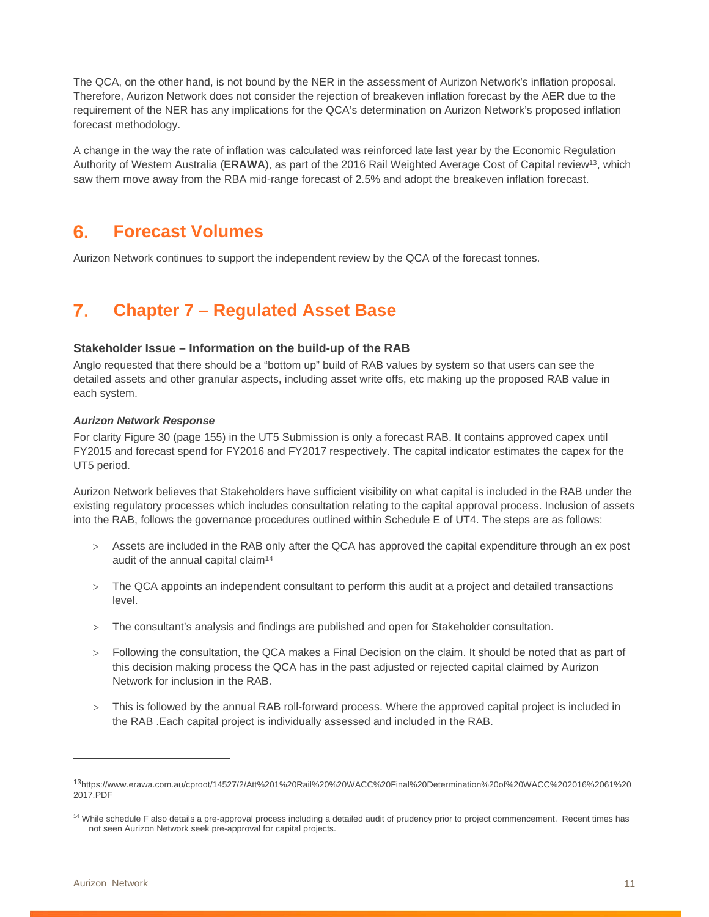The QCA, on the other hand, is not bound by the NER in the assessment of Aurizon Network's inflation proposal. Therefore, Aurizon Network does not consider the rejection of breakeven inflation forecast by the AER due to the requirement of the NER has any implications for the QCA's determination on Aurizon Network's proposed inflation forecast methodology.

A change in the way the rate of inflation was calculated was reinforced late last year by the Economic Regulation Authority of Western Australia (**ERAWA**), as part of the 2016 Rail Weighted Average Cost of Capital review[13], which saw them move away from the RBA mid-range forecast of 2.5% and adopt the breakeven inflation forecast.

# 6. Forecast Volumes

Aurizon Network continues to support the independent review by the QCA of the forecast tonnes.

# 7. Chapter 7 – Regulated Asset Base

### Stakeholder Issue – Information on the build-up of the RAB

Anglo requested that there should be a "bottom up" build of RAB values by system so that users can see the detailed assets and other granular aspects, including asset write offs, etc making up the proposed RAB value in each system.

***Aurizon Network Response***

For clarity Figure 30 (page 155) in the UT5 Submission is only a forecast RAB. It contains approved capex until FY2015 and forecast spend for FY2016 and FY2017 respectively. The capital indicator estimates the capex for the UT5 period.

Aurizon Network believes that Stakeholders have sufficient visibility on what capital is included in the RAB under the existing regulatory processes which includes consultation relating to the capital approval process. Inclusion of assets into the RAB, follows the governance procedures outlined within Schedule E of UT4. The steps are as follows:

- Assets are included in the RAB only after the QCA has approved the capital expenditure through an ex post audit of the annual capital claim[14]
- The QCA appoints an independent consultant to perform this audit at a project and detailed transactions level.
- The consultant's analysis and findings are published and open for Stakeholder consultation.
- Following the consultation, the QCA makes a Final Decision on the claim. It should be noted that as part of this decision making process the QCA has in the past adjusted or rejected capital claimed by Aurizon Network for inclusion in the RAB.
- This is followed by the annual RAB roll-forward process. Where the approved capital project is included in the RAB .Each capital project is individually assessed and included in the RAB.

---

[13] https://www.erawa.com.au/cproot/14527/2/Att%201%20Rail%20%20WACC%20Final%20Determination%20of%20WACC%202016%2061%20 2017.PDF

[14] While schedule F also details a pre-approval process including a detailed audit of prudency prior to project commencement. Recent times has not seen Aurizon Network seek pre-approval for capital projects.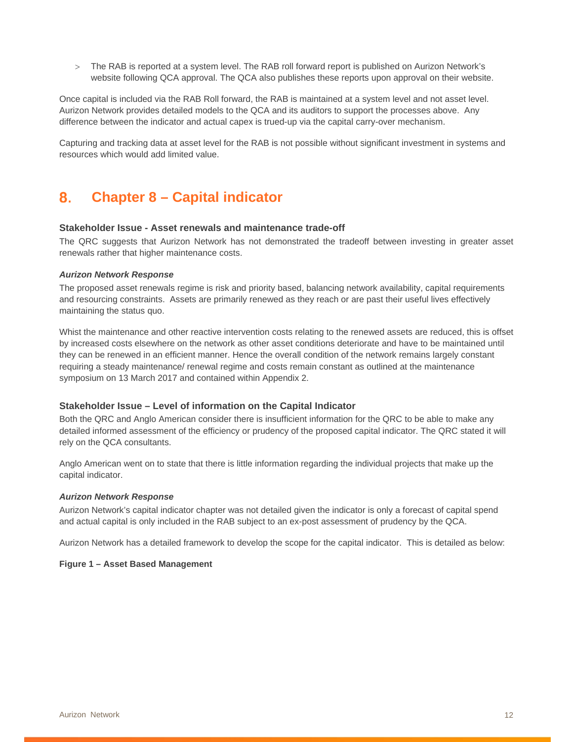- The RAB is reported at a system level. The RAB roll forward report is published on Aurizon Network's website following QCA approval. The QCA also publishes these reports upon approval on their website.

Once capital is included via the RAB Roll forward, the RAB is maintained at a system level and not asset level. Aurizon Network provides detailed models to the QCA and its auditors to support the processes above. Any difference between the indicator and actual capex is trued-up via the capital carry-over mechanism.

Capturing and tracking data at asset level for the RAB is not possible without significant investment in systems and resources which would add limited value.

# 8. Chapter 8 – Capital indicator

### Stakeholder Issue - Asset renewals and maintenance trade-off

The QRC suggests that Aurizon Network has not demonstrated the tradeoff between investing in greater asset renewals rather that higher maintenance costs.

#### *Aurizon Network Response*

The proposed asset renewals regime is risk and priority based, balancing network availability, capital requirements and resourcing constraints. Assets are primarily renewed as they reach or are past their useful lives effectively maintaining the status quo.

Whist the maintenance and other reactive intervention costs relating to the renewed assets are reduced, this is offset by increased costs elsewhere on the network as other asset conditions deteriorate and have to be maintained until they can be renewed in an efficient manner. Hence the overall condition of the network remains largely constant requiring a steady maintenance/ renewal regime and costs remain constant as outlined at the maintenance symposium on 13 March 2017 and contained within Appendix 2.

### Stakeholder Issue – Level of information on the Capital Indicator

Both the QRC and Anglo American consider there is insufficient information for the QRC to be able to make any detailed informed assessment of the efficiency or prudency of the proposed capital indicator. The QRC stated it will rely on the QCA consultants.

Anglo American went on to state that there is little information regarding the individual projects that make up the capital indicator.

#### *Aurizon Network Response*

Aurizon Network's capital indicator chapter was not detailed given the indicator is only a forecast of capital spend and actual capital is only included in the RAB subject to an ex-post assessment of prudency by the QCA.

Aurizon Network has a detailed framework to develop the scope for the capital indicator. This is detailed as below:

**Figure 1 – Asset Based Management**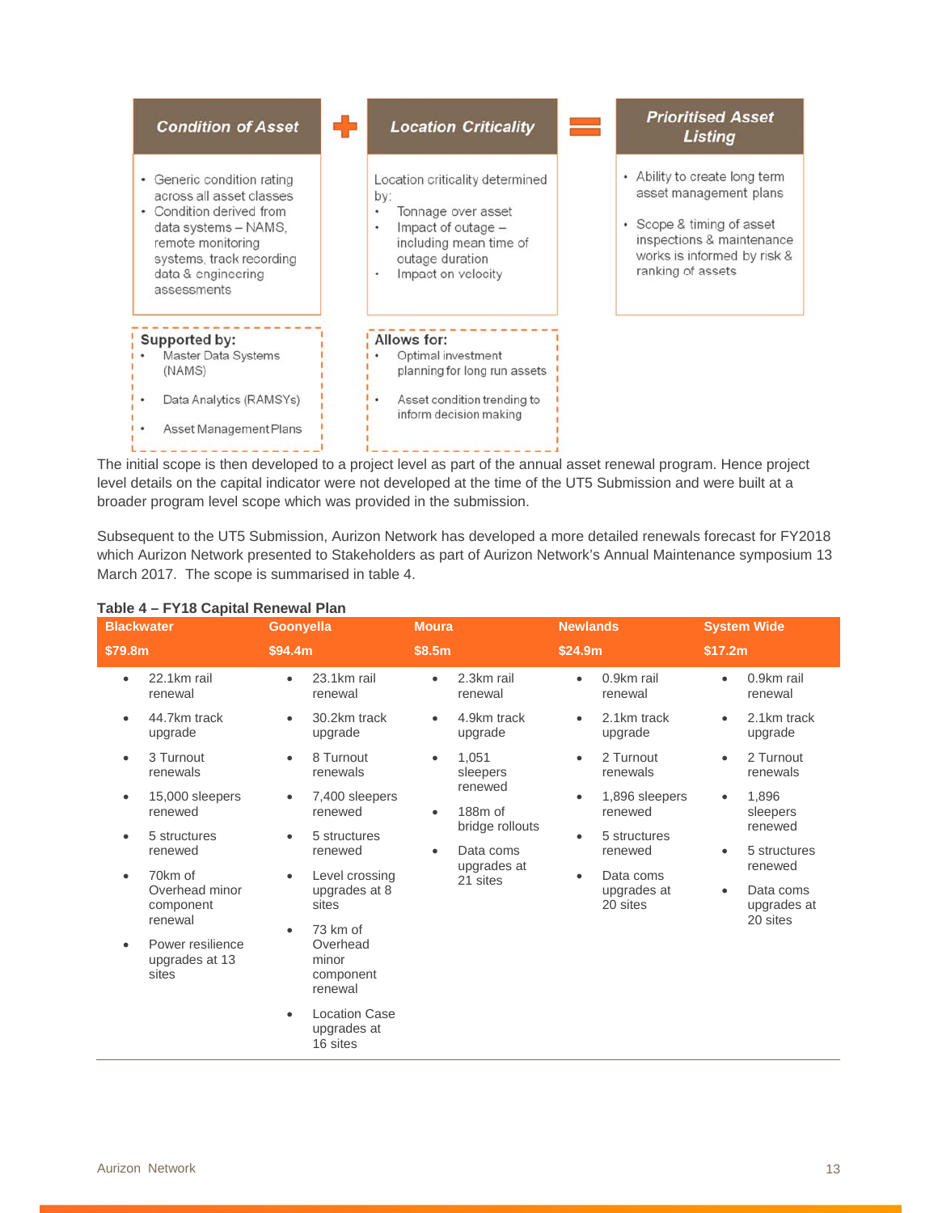**Condition of Asset**

- Generic condition rating across all asset classes
- Condition derived from data systems – NAMS, remote monitoring systems, track recording data & engineering assessments

**+**

**Location Criticality**

Location criticality determined by:

- Tonnage over asset
- Impact of outage – including mean time of outage duration
- Impact on velocity

**=**

**Prioritised Asset Listing**

- Ability to create long term asset management plans
- Scope & timing of asset inspections & maintenance works is informed by risk & ranking of assets

**Supported by:**

- Master Data Systems (NAMS)
- Data Analytics (RAMSYs)
- Asset Management Plans

**Allows for:**

- Optimal investment planning for long run assets
- Asset condition trending to inform decision making

The initial scope is then developed to a project level as part of the annual asset renewal program. Hence project level details on the capital indicator were not developed at the time of the UT5 Submission and were built at a broader program level scope which was provided in the submission.

Subsequent to the UT5 Submission, Aurizon Network has developed a more detailed renewals forecast for FY2018 which Aurizon Network presented to Stakeholders as part of Aurizon Network's Annual Maintenance symposium 13 March 2017. The scope is summarised in table 4.

**Table 4 – FY18 Capital Renewal Plan**

| Blackwater | Goonyella | Moura | Newlands | System Wide |
|---|---|---|---|---|
| **$79.8m** | **$94.4m** | **$8.5m** | **$24.9m** | **$17.2m** |
| • 22.1km rail renewal<br>• 44.7km track upgrade<br>• 3 Turnout renewals<br>• 15,000 sleepers renewed<br>• 5 structures renewed<br>• 70km of Overhead minor component renewal<br>• Power resilience upgrades at 13 sites | • 23.1km rail renewal<br>• 30.2km track upgrade<br>• 8 Turnout renewals<br>• 7,400 sleepers renewed<br>• 5 structures renewed<br>• Level crossing upgrades at 8 sites<br>• 73 km of Overhead minor component renewal<br>• Location Case upgrades at 16 sites | • 2.3km rail renewal<br>• 4.9km track upgrade<br>• 1,051 sleepers renewed<br>• 188m of bridge rollouts<br>• Data coms upgrades at 21 sites | • 0.9km rail renewal<br>• 2.1km track upgrade<br>• 2 Turnout renewals<br>• 1,896 sleepers renewed<br>• 5 structures renewed<br>• Data coms upgrades at 20 sites | • 0.9km rail renewal<br>• 2.1km track upgrade<br>• 2 Turnout renewals<br>• 1,896 sleepers renewed<br>• 5 structures renewed<br>• Data coms upgrades at 20 sites |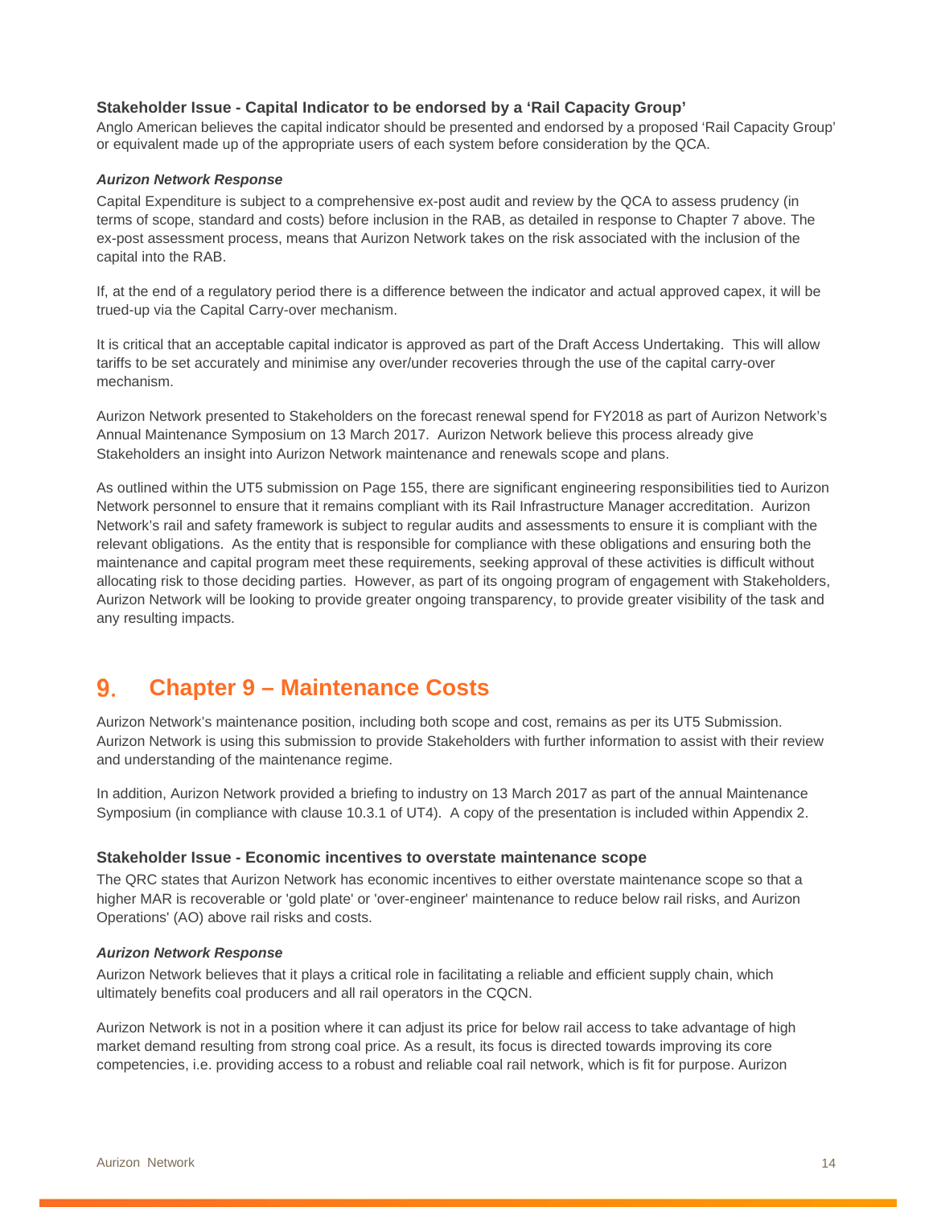### Stakeholder Issue - Capital Indicator to be endorsed by a 'Rail Capacity Group'

Anglo American believes the capital indicator should be presented and endorsed by a proposed 'Rail Capacity Group' or equivalent made up of the appropriate users of each system before consideration by the QCA.

#### *Aurizon Network Response*

Capital Expenditure is subject to a comprehensive ex-post audit and review by the QCA to assess prudency (in terms of scope, standard and costs) before inclusion in the RAB, as detailed in response to Chapter 7 above. The ex-post assessment process, means that Aurizon Network takes on the risk associated with the inclusion of the capital into the RAB.

If, at the end of a regulatory period there is a difference between the indicator and actual approved capex, it will be trued-up via the Capital Carry-over mechanism.

It is critical that an acceptable capital indicator is approved as part of the Draft Access Undertaking. This will allow tariffs to be set accurately and minimise any over/under recoveries through the use of the capital carry-over mechanism.

Aurizon Network presented to Stakeholders on the forecast renewal spend for FY2018 as part of Aurizon Network's Annual Maintenance Symposium on 13 March 2017. Aurizon Network believe this process already give Stakeholders an insight into Aurizon Network maintenance and renewals scope and plans.

As outlined within the UT5 submission on Page 155, there are significant engineering responsibilities tied to Aurizon Network personnel to ensure that it remains compliant with its Rail Infrastructure Manager accreditation. Aurizon Network's rail and safety framework is subject to regular audits and assessments to ensure it is compliant with the relevant obligations. As the entity that is responsible for compliance with these obligations and ensuring both the maintenance and capital program meet these requirements, seeking approval of these activities is difficult without allocating risk to those deciding parties. However, as part of its ongoing program of engagement with Stakeholders, Aurizon Network will be looking to provide greater ongoing transparency, to provide greater visibility of the task and any resulting impacts.

## 9. Chapter 9 – Maintenance Costs

Aurizon Network's maintenance position, including both scope and cost, remains as per its UT5 Submission. Aurizon Network is using this submission to provide Stakeholders with further information to assist with their review and understanding of the maintenance regime.

In addition, Aurizon Network provided a briefing to industry on 13 March 2017 as part of the annual Maintenance Symposium (in compliance with clause 10.3.1 of UT4). A copy of the presentation is included within Appendix 2.

### Stakeholder Issue - Economic incentives to overstate maintenance scope

The QRC states that Aurizon Network has economic incentives to either overstate maintenance scope so that a higher MAR is recoverable or 'gold plate' or 'over-engineer' maintenance to reduce below rail risks, and Aurizon Operations' (AO) above rail risks and costs.

#### *Aurizon Network Response*

Aurizon Network believes that it plays a critical role in facilitating a reliable and efficient supply chain, which ultimately benefits coal producers and all rail operators in the CQCN.

Aurizon Network is not in a position where it can adjust its price for below rail access to take advantage of high market demand resulting from strong coal price. As a result, its focus is directed towards improving its core competencies, i.e. providing access to a robust and reliable coal rail network, which is fit for purpose. Aurizon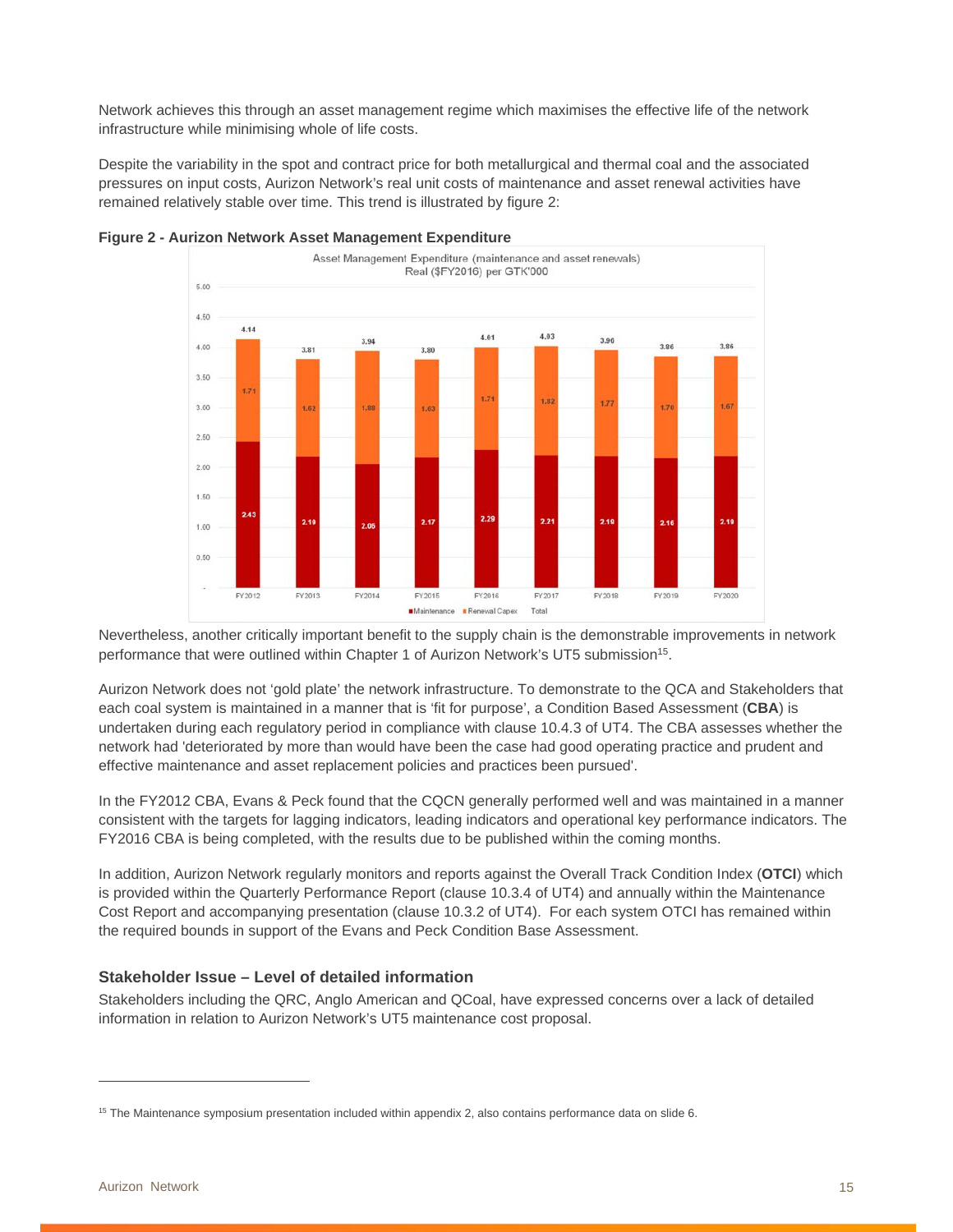Network achieves this through an asset management regime which maximises the effective life of the network infrastructure while minimising whole of life costs.

Despite the variability in the spot and contract price for both metallurgical and thermal coal and the associated pressures on input costs, Aurizon Network's real unit costs of maintenance and asset renewal activities have remained relatively stable over time. This trend is illustrated by figure 2:

**Figure 2 - Aurizon Network Asset Management Expenditure**

Asset Management Expenditure (maintenance and asset renewals)
Real ($FY2016) per GTK'000

| | FY2012 | FY2013 | FY2014 | FY2015 | FY2016 | FY2017 | FY2018 | FY2019 | FY2020 |
|---|---|---|---|---|---|---|---|---|---|
| Maintenance | 2.43 | 2.19 | 2.06 | 2.17 | 2.29 | 2.21 | 2.19 | 2.16 | 2.19 |
| Renewal Capex | 1.71 | 1.62 | 1.88 | 1.63 | 1.71 | 1.82 | 1.77 | 1.70 | 1.67 |
| Total | 4.14 | 3.81 | 3.94 | 3.80 | 4.01 | 4.03 | 3.96 | 3.86 | 3.86 |

Nevertheless, another critically important benefit to the supply chain is the demonstrable improvements in network performance that were outlined within Chapter 1 of Aurizon Network's UT5 submission[15].

Aurizon Network does not 'gold plate' the network infrastructure. To demonstrate to the QCA and Stakeholders that each coal system is maintained in a manner that is 'fit for purpose', a Condition Based Assessment (**CBA**) is undertaken during each regulatory period in compliance with clause 10.4.3 of UT4. The CBA assesses whether the network had 'deteriorated by more than would have been the case had good operating practice and prudent and effective maintenance and asset replacement policies and practices been pursued'.

In the FY2012 CBA, Evans & Peck found that the CQCN generally performed well and was maintained in a manner consistent with the targets for lagging indicators, leading indicators and operational key performance indicators. The FY2016 CBA is being completed, with the results due to be published within the coming months.

In addition, Aurizon Network regularly monitors and reports against the Overall Track Condition Index (**OTCI**) which is provided within the Quarterly Performance Report (clause 10.3.4 of UT4) and annually within the Maintenance Cost Report and accompanying presentation (clause 10.3.2 of UT4). For each system OTCI has remained within the required bounds in support of the Evans and Peck Condition Base Assessment.

### Stakeholder Issue – Level of detailed information

Stakeholders including the QRC, Anglo American and QCoal, have expressed concerns over a lack of detailed information in relation to Aurizon Network's UT5 maintenance cost proposal.

---

[15] The Maintenance symposium presentation included within appendix 2, also contains performance data on slide 6.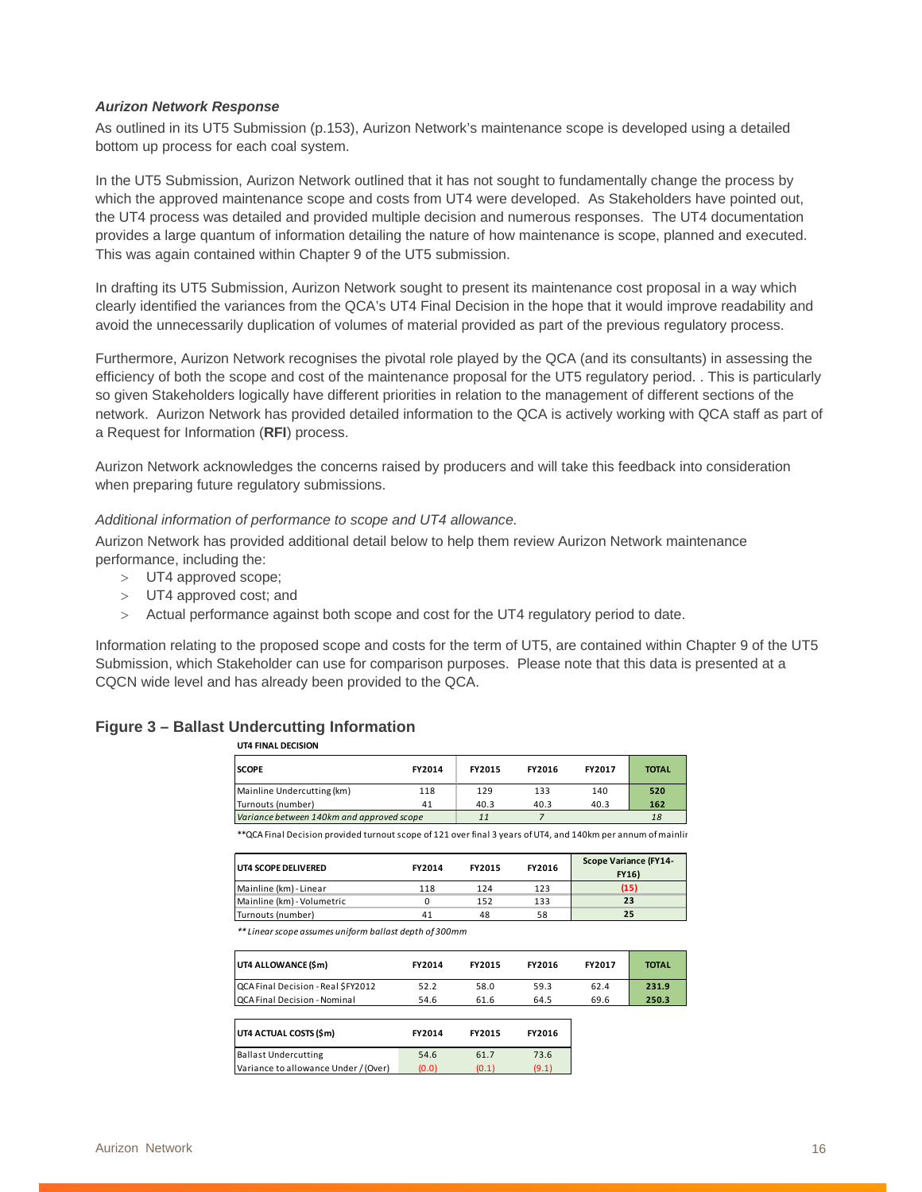***Aurizon Network Response***

As outlined in its UT5 Submission (p.153), Aurizon Network's maintenance scope is developed using a detailed bottom up process for each coal system.

In the UT5 Submission, Aurizon Network outlined that it has not sought to fundamentally change the process by which the approved maintenance scope and costs from UT4 were developed. As Stakeholders have pointed out, the UT4 process was detailed and provided multiple decision and numerous responses. The UT4 documentation provides a large quantum of information detailing the nature of how maintenance is scope, planned and executed. This was again contained within Chapter 9 of the UT5 submission.

In drafting its UT5 Submission, Aurizon Network sought to present its maintenance cost proposal in a way which clearly identified the variances from the QCA's UT4 Final Decision in the hope that it would improve readability and avoid the unnecessarily duplication of volumes of material provided as part of the previous regulatory process.

Furthermore, Aurizon Network recognises the pivotal role played by the QCA (and its consultants) in assessing the efficiency of both the scope and cost of the maintenance proposal for the UT5 regulatory period. . This is particularly so given Stakeholders logically have different priorities in relation to the management of different sections of the network. Aurizon Network has provided detailed information to the QCA is actively working with QCA staff as part of a Request for Information (**RFI**) process.

Aurizon Network acknowledges the concerns raised by producers and will take this feedback into consideration when preparing future regulatory submissions.

*Additional information of performance to scope and UT4 allowance.*

Aurizon Network has provided additional detail below to help them review Aurizon Network maintenance performance, including the:

- UT4 approved scope;
- UT4 approved cost; and
- Actual performance against both scope and cost for the UT4 regulatory period to date.

Information relating to the proposed scope and costs for the term of UT5, are contained within Chapter 9 of the UT5 Submission, which Stakeholder can use for comparison purposes. Please note that this data is presented at a CQCN wide level and has already been provided to the QCA.

## Figure 3 – Ballast Undercutting Information

**UT4 FINAL DECISION**

| SCOPE | FY2014 | FY2015 | FY2016 | FY2017 | TOTAL |
|---|---|---|---|---|---|
| Mainline Undercutting (km) | 118 | 129 | 133 | 140 | 520 |
| Turnouts (number) | 41 | 40.3 | 40.3 | 40.3 | 162 |
| *Variance between 140km and approved scope* | | *11* | *7* | | *18* |

**QCA Final Decision provided turnout scope of 121 over final 3 years of UT4, and 140km per annum of mainlir

| UT4 SCOPE DELIVERED | FY2014 | FY2015 | FY2016 | Scope Variance (FY14-FY16) |
|---|---|---|---|---|
| Mainline (km) - Linear | 118 | 124 | 123 | (15) |
| Mainline (km) - Volumetric | 0 | 152 | 133 | 23 |
| Turnouts (number) | 41 | 48 | 58 | 25 |

*** Linear scope assumes uniform ballast depth of 300mm*

| UT4 ALLOWANCE ($m) | FY2014 | FY2015 | FY2016 | FY2017 | TOTAL |
|---|---|---|---|---|---|
| QCA Final Decision - Real $FY2012 | 52.2 | 58.0 | 59.3 | 62.4 | 231.9 |
| QCA Final Decision - Nominal | 54.6 | 61.6 | 64.5 | 69.6 | 250.3 |

| UT4 ACTUAL COSTS ($m) | FY2014 | FY2015 | FY2016 |
|---|---|---|---|
| Ballast Undercutting | 54.6 | 61.7 | 73.6 |
| Variance to allowance Under / (Over) | (0.0) | (0.1) | (9.1) |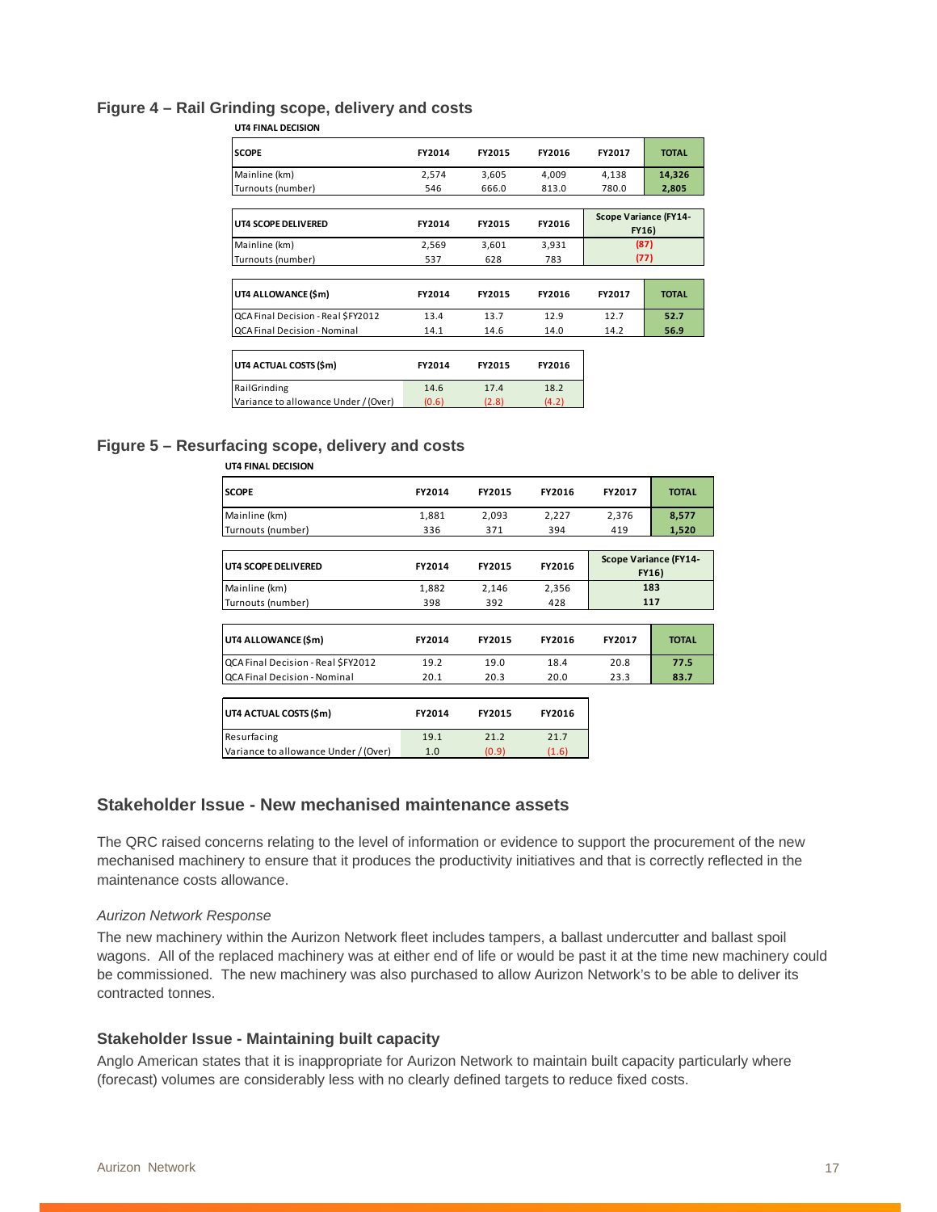## Figure 4 – Rail Grinding scope, delivery and costs

**UT4 FINAL DECISION**

| SCOPE | FY2014 | FY2015 | FY2016 | FY2017 | TOTAL |
|---|---|---|---|---|---|
| Mainline (km) | 2,574 | 3,605 | 4,009 | 4,138 | 14,326 |
| Turnouts (number) | 546 | 666.0 | 813.0 | 780.0 | 2,805 |

| UT4 SCOPE DELIVERED | FY2014 | FY2015 | FY2016 | Scope Variance (FY14-FY16) |
|---|---|---|---|---|
| Mainline (km) | 2,569 | 3,601 | 3,931 | (87) |
| Turnouts (number) | 537 | 628 | 783 | (77) |

| UT4 ALLOWANCE ($m) | FY2014 | FY2015 | FY2016 | FY2017 | TOTAL |
|---|---|---|---|---|---|
| QCA Final Decision - Real $FY2012 | 13.4 | 13.7 | 12.9 | 12.7 | 52.7 |
| QCA Final Decision - Nominal | 14.1 | 14.6 | 14.0 | 14.2 | 56.9 |

| UT4 ACTUAL COSTS ($m) | FY2014 | FY2015 | FY2016 |
|---|---|---|---|
| RailGrinding | 14.6 | 17.4 | 18.2 |
| Variance to allowance Under / (Over) | (0.6) | (2.8) | (4.2) |

## Figure 5 – Resurfacing scope, delivery and costs

**UT4 FINAL DECISION**

| SCOPE | FY2014 | FY2015 | FY2016 | FY2017 | TOTAL |
|---|---|---|---|---|---|
| Mainline (km) | 1,881 | 2,093 | 2,227 | 2,376 | 8,577 |
| Turnouts (number) | 336 | 371 | 394 | 419 | 1,520 |

| UT4 SCOPE DELIVERED | FY2014 | FY2015 | FY2016 | Scope Variance (FY14-FY16) |
|---|---|---|---|---|
| Mainline (km) | 1,882 | 2,146 | 2,356 | 183 |
| Turnouts (number) | 398 | 392 | 428 | 117 |

| UT4 ALLOWANCE ($m) | FY2014 | FY2015 | FY2016 | FY2017 | TOTAL |
|---|---|---|---|---|---|
| QCA Final Decision - Real $FY2012 | 19.2 | 19.0 | 18.4 | 20.8 | 77.5 |
| QCA Final Decision - Nominal | 20.1 | 20.3 | 20.0 | 23.3 | 83.7 |

| UT4 ACTUAL COSTS ($m) | FY2014 | FY2015 | FY2016 |
|---|---|---|---|
| Resurfacing | 19.1 | 21.2 | 21.7 |
| Variance to allowance Under / (Over) | 1.0 | (0.9) | (1.6) |

## Stakeholder Issue - New mechanised maintenance assets

The QRC raised concerns relating to the level of information or evidence to support the procurement of the new mechanised machinery to ensure that it produces the productivity initiatives and that is correctly reflected in the maintenance costs allowance.

*Aurizon Network Response*

The new machinery within the Aurizon Network fleet includes tampers, a ballast undercutter and ballast spoil wagons. All of the replaced machinery was at either end of life or would be past it at the time new machinery could be commissioned. The new machinery was also purchased to allow Aurizon Network's to be able to deliver its contracted tonnes.

### Stakeholder Issue - Maintaining built capacity

Anglo American states that it is inappropriate for Aurizon Network to maintain built capacity particularly where (forecast) volumes are considerably less with no clearly defined targets to reduce fixed costs.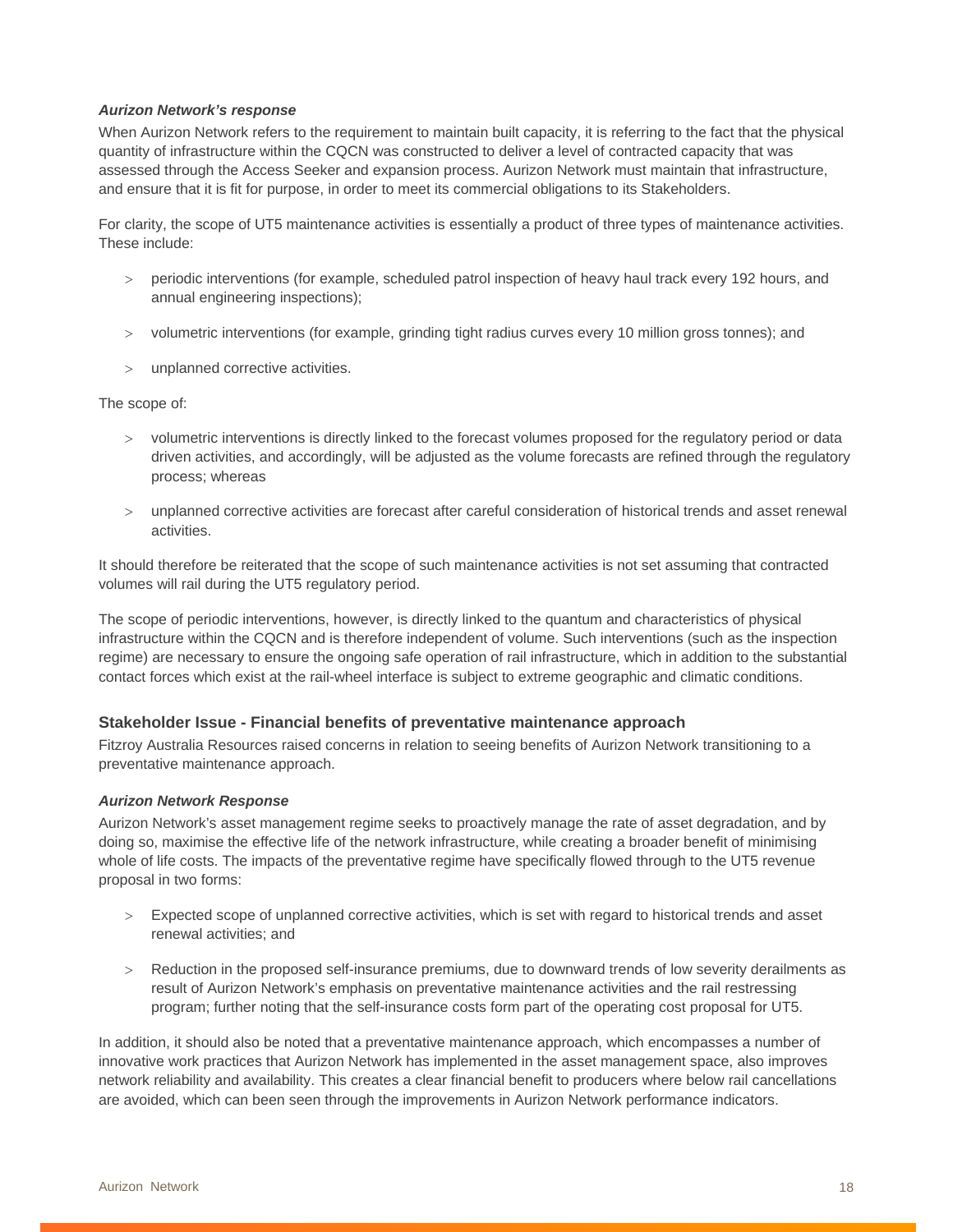*Aurizon Network's response*

When Aurizon Network refers to the requirement to maintain built capacity, it is referring to the fact that the physical quantity of infrastructure within the CQCN was constructed to deliver a level of contracted capacity that was assessed through the Access Seeker and expansion process. Aurizon Network must maintain that infrastructure, and ensure that it is fit for purpose, in order to meet its commercial obligations to its Stakeholders.

For clarity, the scope of UT5 maintenance activities is essentially a product of three types of maintenance activities. These include:

- periodic interventions (for example, scheduled patrol inspection of heavy haul track every 192 hours, and annual engineering inspections);
- volumetric interventions (for example, grinding tight radius curves every 10 million gross tonnes); and
- unplanned corrective activities.

The scope of:

- volumetric interventions is directly linked to the forecast volumes proposed for the regulatory period or data driven activities, and accordingly, will be adjusted as the volume forecasts are refined through the regulatory process; whereas
- unplanned corrective activities are forecast after careful consideration of historical trends and asset renewal activities.

It should therefore be reiterated that the scope of such maintenance activities is not set assuming that contracted volumes will rail during the UT5 regulatory period.

The scope of periodic interventions, however, is directly linked to the quantum and characteristics of physical infrastructure within the CQCN and is therefore independent of volume. Such interventions (such as the inspection regime) are necessary to ensure the ongoing safe operation of rail infrastructure, which in addition to the substantial contact forces which exist at the rail-wheel interface is subject to extreme geographic and climatic conditions.

### Stakeholder Issue - Financial benefits of preventative maintenance approach

Fitzroy Australia Resources raised concerns in relation to seeing benefits of Aurizon Network transitioning to a preventative maintenance approach.

*Aurizon Network Response*

Aurizon Network's asset management regime seeks to proactively manage the rate of asset degradation, and by doing so, maximise the effective life of the network infrastructure, while creating a broader benefit of minimising whole of life costs. The impacts of the preventative regime have specifically flowed through to the UT5 revenue proposal in two forms:

- Expected scope of unplanned corrective activities, which is set with regard to historical trends and asset renewal activities; and
- Reduction in the proposed self-insurance premiums, due to downward trends of low severity derailments as result of Aurizon Network's emphasis on preventative maintenance activities and the rail restressing program; further noting that the self-insurance costs form part of the operating cost proposal for UT5.

In addition, it should also be noted that a preventative maintenance approach, which encompasses a number of innovative work practices that Aurizon Network has implemented in the asset management space, also improves network reliability and availability. This creates a clear financial benefit to producers where below rail cancellations are avoided, which can been seen through the improvements in Aurizon Network performance indicators.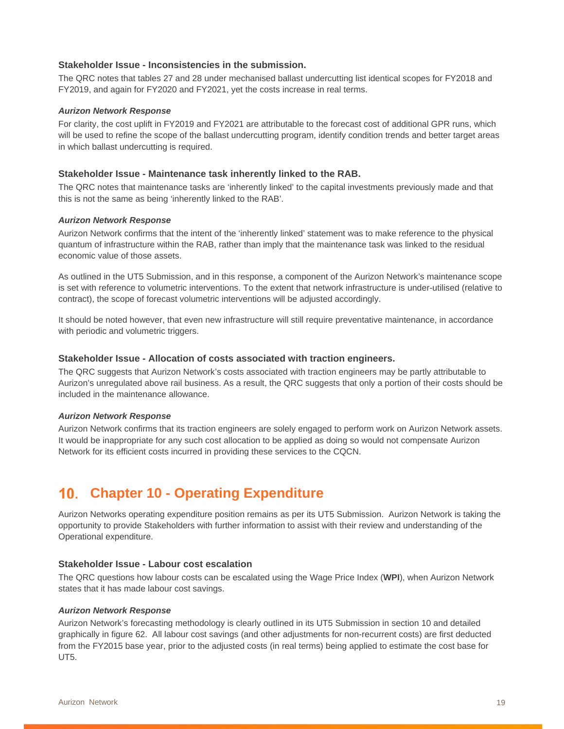### Stakeholder Issue - Inconsistencies in the submission.

The QRC notes that tables 27 and 28 under mechanised ballast undercutting list identical scopes for FY2018 and FY2019, and again for FY2020 and FY2021, yet the costs increase in real terms.

***Aurizon Network Response***

For clarity, the cost uplift in FY2019 and FY2021 are attributable to the forecast cost of additional GPR runs, which will be used to refine the scope of the ballast undercutting program, identify condition trends and better target areas in which ballast undercutting is required.

### Stakeholder Issue - Maintenance task inherently linked to the RAB.

The QRC notes that maintenance tasks are 'inherently linked' to the capital investments previously made and that this is not the same as being 'inherently linked to the RAB'.

***Aurizon Network Response***

Aurizon Network confirms that the intent of the 'inherently linked' statement was to make reference to the physical quantum of infrastructure within the RAB, rather than imply that the maintenance task was linked to the residual economic value of those assets.

As outlined in the UT5 Submission, and in this response, a component of the Aurizon Network's maintenance scope is set with reference to volumetric interventions. To the extent that network infrastructure is under-utilised (relative to contract), the scope of forecast volumetric interventions will be adjusted accordingly.

It should be noted however, that even new infrastructure will still require preventative maintenance, in accordance with periodic and volumetric triggers.

### Stakeholder Issue - Allocation of costs associated with traction engineers.

The QRC suggests that Aurizon Network's costs associated with traction engineers may be partly attributable to Aurizon's unregulated above rail business. As a result, the QRC suggests that only a portion of their costs should be included in the maintenance allowance.

***Aurizon Network Response***

Aurizon Network confirms that its traction engineers are solely engaged to perform work on Aurizon Network assets. It would be inappropriate for any such cost allocation to be applied as doing so would not compensate Aurizon Network for its efficient costs incurred in providing these services to the CQCN.

# 10. Chapter 10 - Operating Expenditure

Aurizon Networks operating expenditure position remains as per its UT5 Submission. Aurizon Network is taking the opportunity to provide Stakeholders with further information to assist with their review and understanding of the Operational expenditure.

### Stakeholder Issue - Labour cost escalation

The QRC questions how labour costs can be escalated using the Wage Price Index (**WPI**), when Aurizon Network states that it has made labour cost savings.

***Aurizon Network Response***

Aurizon Network's forecasting methodology is clearly outlined in its UT5 Submission in section 10 and detailed graphically in figure 62. All labour cost savings (and other adjustments for non-recurrent costs) are first deducted from the FY2015 base year, prior to the adjusted costs (in real terms) being applied to estimate the cost base for UT5.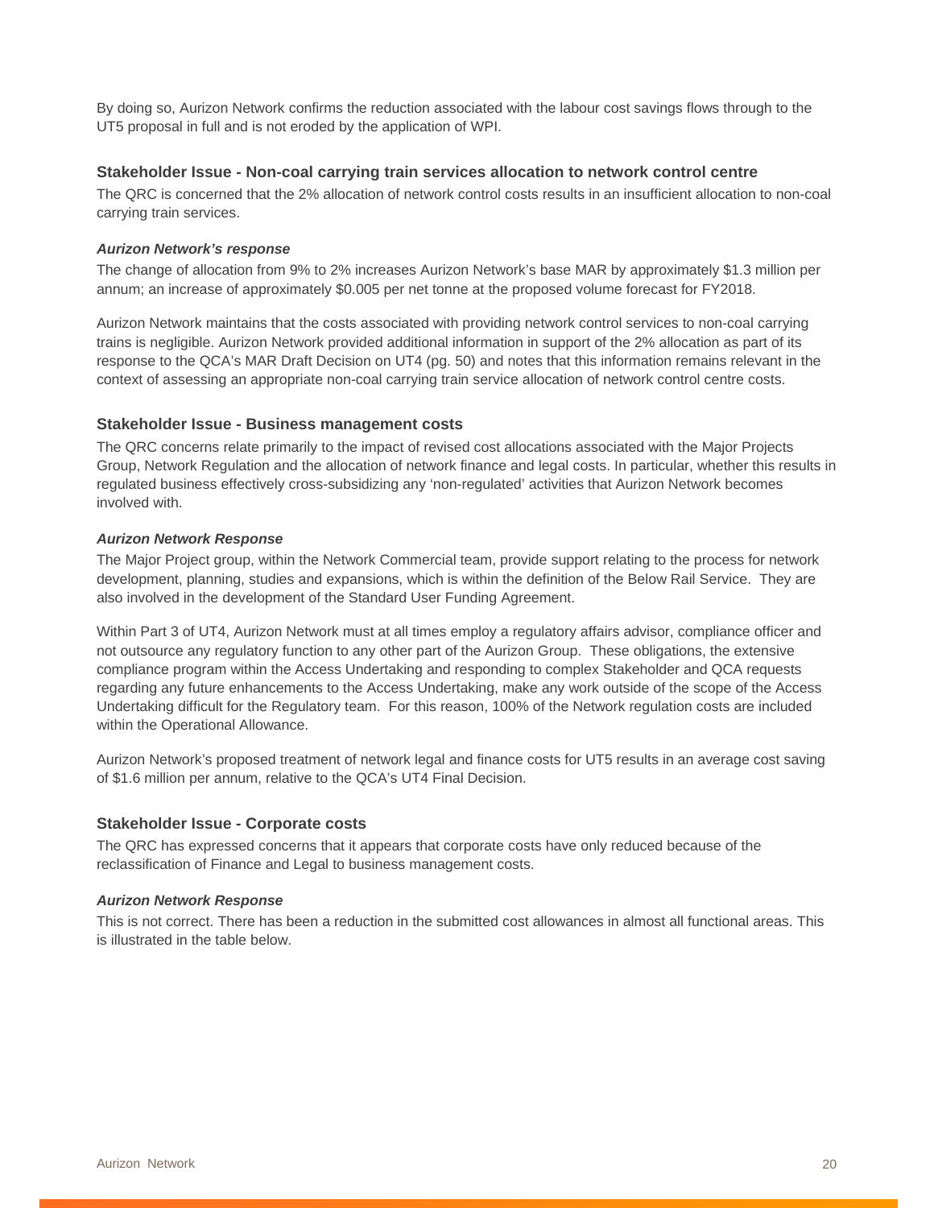By doing so, Aurizon Network confirms the reduction associated with the labour cost savings flows through to the UT5 proposal in full and is not eroded by the application of WPI.

### Stakeholder Issue - Non-coal carrying train services allocation to network control centre

The QRC is concerned that the 2% allocation of network control costs results in an insufficient allocation to non-coal carrying train services.

***Aurizon Network's response***

The change of allocation from 9% to 2% increases Aurizon Network's base MAR by approximately $1.3 million per annum; an increase of approximately $0.005 per net tonne at the proposed volume forecast for FY2018.

Aurizon Network maintains that the costs associated with providing network control services to non-coal carrying trains is negligible. Aurizon Network provided additional information in support of the 2% allocation as part of its response to the QCA's MAR Draft Decision on UT4 (pg. 50) and notes that this information remains relevant in the context of assessing an appropriate non-coal carrying train service allocation of network control centre costs.

### Stakeholder Issue - Business management costs

The QRC concerns relate primarily to the impact of revised cost allocations associated with the Major Projects Group, Network Regulation and the allocation of network finance and legal costs. In particular, whether this results in regulated business effectively cross-subsidizing any 'non-regulated' activities that Aurizon Network becomes involved with.

***Aurizon Network Response***

The Major Project group, within the Network Commercial team, provide support relating to the process for network development, planning, studies and expansions, which is within the definition of the Below Rail Service. They are also involved in the development of the Standard User Funding Agreement.

Within Part 3 of UT4, Aurizon Network must at all times employ a regulatory affairs advisor, compliance officer and not outsource any regulatory function to any other part of the Aurizon Group. These obligations, the extensive compliance program within the Access Undertaking and responding to complex Stakeholder and QCA requests regarding any future enhancements to the Access Undertaking, make any work outside of the scope of the Access Undertaking difficult for the Regulatory team. For this reason, 100% of the Network regulation costs are included within the Operational Allowance.

Aurizon Network's proposed treatment of network legal and finance costs for UT5 results in an average cost saving of $1.6 million per annum, relative to the QCA's UT4 Final Decision.

### Stakeholder Issue - Corporate costs

The QRC has expressed concerns that it appears that corporate costs have only reduced because of the reclassification of Finance and Legal to business management costs.

***Aurizon Network Response***

This is not correct. There has been a reduction in the submitted cost allowances in almost all functional areas. This is illustrated in the table below.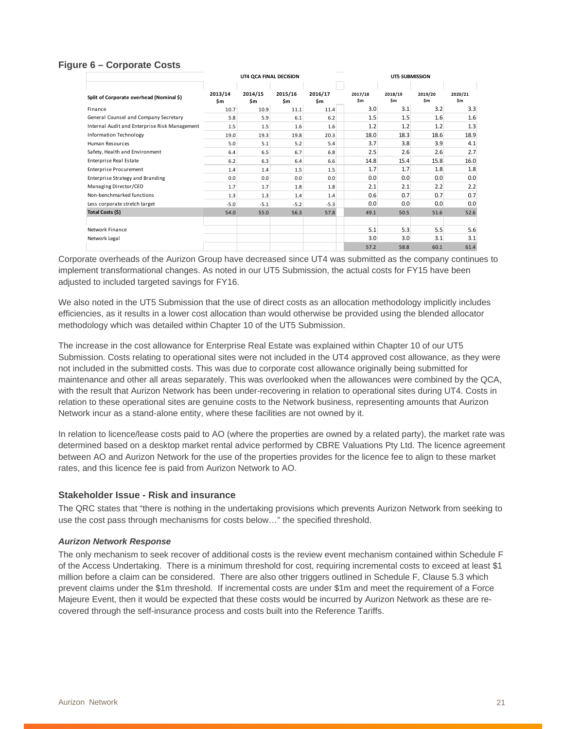**Figure 6 – Corporate Costs**

| Split of Corporate overhead (Nominal $) | UT4 QCA FINAL DECISION | | | | UT5 SUBMISSION | | | |
|---|---|---|---|---|---|---|---|---|
| | 2013/14 $m | 2014/15 $m | 2015/16 $m | 2016/17 $m | 2017/18 $m | 2018/19 $m | 2019/20 $m | 2020/21 $m |
| Finance | 10.7 | 10.9 | 11.1 | 11.4 | 3.0 | 3.1 | 3.2 | 3.3 |
| General Counsel and Company Secretary | 5.8 | 5.9 | 6.1 | 6.2 | 1.5 | 1.5 | 1.6 | 1.6 |
| Internal Audit and Enterprise Risk Management | 1.5 | 1.5 | 1.6 | 1.6 | 1.2 | 1.2 | 1.2 | 1.3 |
| Information Technology | 19.0 | 19.3 | 19.8 | 20.3 | 18.0 | 18.3 | 18.6 | 18.9 |
| Human Resources | 5.0 | 5.1 | 5.2 | 5.4 | 3.7 | 3.8 | 3.9 | 4.1 |
| Safety, Health and Environment | 6.4 | 6.5 | 6.7 | 6.8 | 2.5 | 2.6 | 2.6 | 2.7 |
| Enterprise Real Estate | 6.2 | 6.3 | 6.4 | 6.6 | 14.8 | 15.4 | 15.8 | 16.0 |
| Enterprise Procurement | 1.4 | 1.4 | 1.5 | 1.5 | 1.7 | 1.7 | 1.8 | 1.8 |
| Enterprise Strategy and Branding | 0.0 | 0.0 | 0.0 | 0.0 | 0.0 | 0.0 | 0.0 | 0.0 |
| Managing Director/CEO | 1.7 | 1.7 | 1.8 | 1.8 | 2.1 | 2.1 | 2.2 | 2.2 |
| Non-benchmarked functions | 1.3 | 1.3 | 1.4 | 1.4 | 0.6 | 0.7 | 0.7 | 0.7 |
| Less corporate stretch target | -5.0 | -5.1 | -5.2 | -5.3 | 0.0 | 0.0 | 0.0 | 0.0 |
| **Total Costs ($)** | 54.0 | 55.0 | 56.3 | 57.8 | 49.1 | 50.5 | 51.6 | 52.6 |
| | | | | | | | | |
| Network Finance | | | | | 5.1 | 5.3 | 5.5 | 5.6 |
| Network Legal | | | | | 3.0 | 3.0 | 3.1 | 3.1 |
| | | | | | 57.2 | 58.8 | 60.1 | 61.4 |

Corporate overheads of the Aurizon Group have decreased since UT4 was submitted as the company continues to implement transformational changes. As noted in our UT5 Submission, the actual costs for FY15 have been adjusted to included targeted savings for FY16.

We also noted in the UT5 Submission that the use of direct costs as an allocation methodology implicitly includes efficiencies, as it results in a lower cost allocation than would otherwise be provided using the blended allocator methodology which was detailed within Chapter 10 of the UT5 Submission.

The increase in the cost allowance for Enterprise Real Estate was explained within Chapter 10 of our UT5 Submission. Costs relating to operational sites were not included in the UT4 approved cost allowance, as they were not included in the submitted costs. This was due to corporate cost allowance originally being submitted for maintenance and other all areas separately. This was overlooked when the allowances were combined by the QCA, with the result that Aurizon Network has been under-recovering in relation to operational sites during UT4. Costs in relation to these operational sites are genuine costs to the Network business, representing amounts that Aurizon Network incur as a stand-alone entity, where these facilities are not owned by it.

In relation to licence/lease costs paid to AO (where the properties are owned by a related party), the market rate was determined based on a desktop market rental advice performed by CBRE Valuations Pty Ltd. The licence agreement between AO and Aurizon Network for the use of the properties provides for the licence fee to align to these market rates, and this licence fee is paid from Aurizon Network to AO.

### Stakeholder Issue - Risk and insurance

The QRC states that "there is nothing in the undertaking provisions which prevents Aurizon Network from seeking to use the cost pass through mechanisms for costs below…" the specified threshold.

#### *Aurizon Network Response*

The only mechanism to seek recover of additional costs is the review event mechanism contained within Schedule F of the Access Undertaking. There is a minimum threshold for cost, requiring incremental costs to exceed at least $1 million before a claim can be considered. There are also other triggers outlined in Schedule F, Clause 5.3 which prevent claims under the $1m threshold. If incremental costs are under $1m and meet the requirement of a Force Majeure Event, then it would be expected that these costs would be incurred by Aurizon Network as these are re-covered through the self-insurance process and costs built into the Reference Tariffs.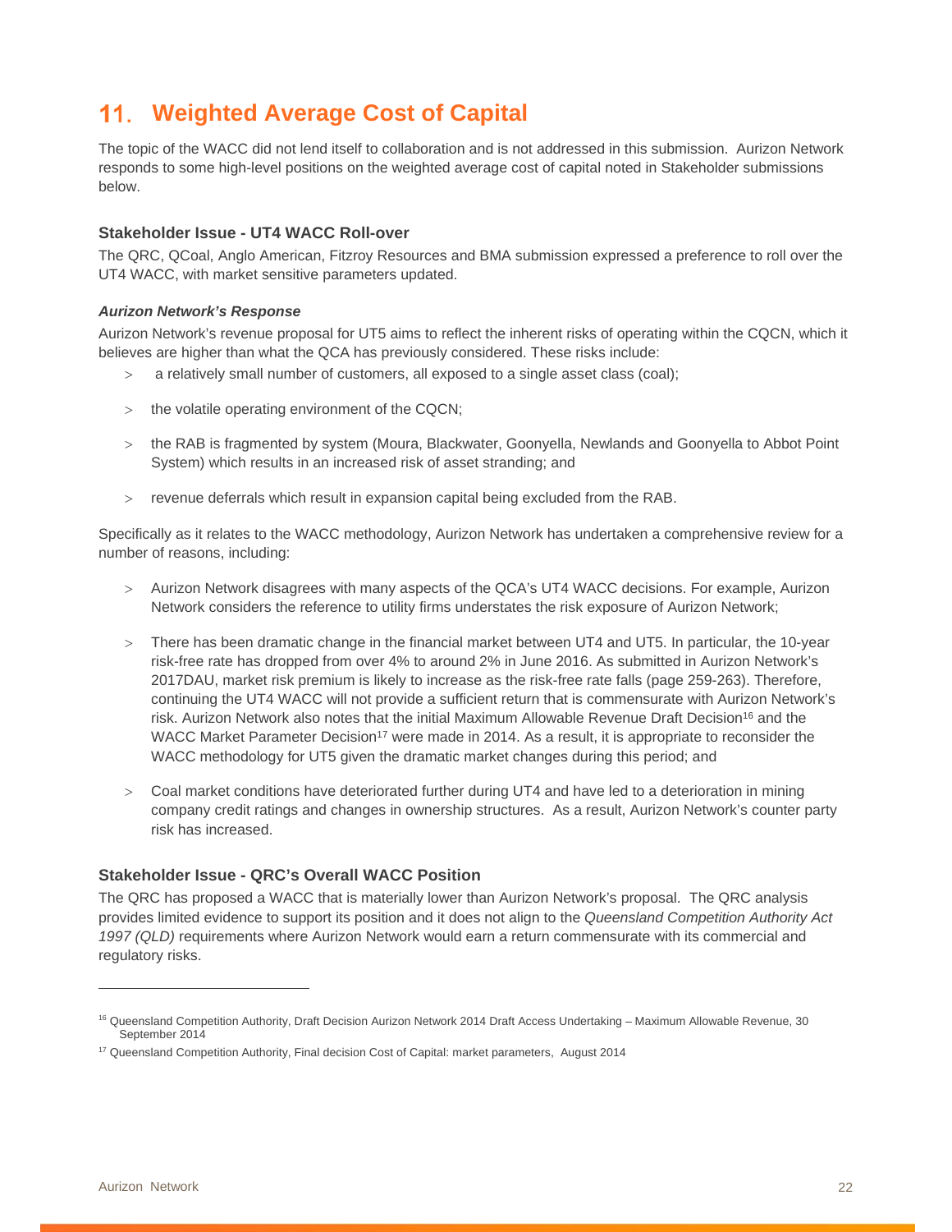# 11. Weighted Average Cost of Capital

The topic of the WACC did not lend itself to collaboration and is not addressed in this submission. Aurizon Network responds to some high-level positions on the weighted average cost of capital noted in Stakeholder submissions below.

### Stakeholder Issue - UT4 WACC Roll-over

The QRC, QCoal, Anglo American, Fitzroy Resources and BMA submission expressed a preference to roll over the UT4 WACC, with market sensitive parameters updated.

#### *Aurizon Network's Response*

Aurizon Network's revenue proposal for UT5 aims to reflect the inherent risks of operating within the CQCN, which it believes are higher than what the QCA has previously considered. These risks include:

- a relatively small number of customers, all exposed to a single asset class (coal);
- the volatile operating environment of the CQCN;
- the RAB is fragmented by system (Moura, Blackwater, Goonyella, Newlands and Goonyella to Abbot Point System) which results in an increased risk of asset stranding; and
- revenue deferrals which result in expansion capital being excluded from the RAB.

Specifically as it relates to the WACC methodology, Aurizon Network has undertaken a comprehensive review for a number of reasons, including:

- Aurizon Network disagrees with many aspects of the QCA's UT4 WACC decisions. For example, Aurizon Network considers the reference to utility firms understates the risk exposure of Aurizon Network;
- There has been dramatic change in the financial market between UT4 and UT5. In particular, the 10-year risk-free rate has dropped from over 4% to around 2% in June 2016. As submitted in Aurizon Network's 2017DAU, market risk premium is likely to increase as the risk-free rate falls (page 259-263). Therefore, continuing the UT4 WACC will not provide a sufficient return that is commensurate with Aurizon Network's risk. Aurizon Network also notes that the initial Maximum Allowable Revenue Draft Decision[16] and the WACC Market Parameter Decision[17] were made in 2014. As a result, it is appropriate to reconsider the WACC methodology for UT5 given the dramatic market changes during this period; and
- Coal market conditions have deteriorated further during UT4 and have led to a deterioration in mining company credit ratings and changes in ownership structures. As a result, Aurizon Network's counter party risk has increased.

### Stakeholder Issue - QRC's Overall WACC Position

The QRC has proposed a WACC that is materially lower than Aurizon Network's proposal. The QRC analysis provides limited evidence to support its position and it does not align to the *Queensland Competition Authority Act 1997 (QLD)* requirements where Aurizon Network would earn a return commensurate with its commercial and regulatory risks.

---

[16] Queensland Competition Authority, Draft Decision Aurizon Network 2014 Draft Access Undertaking – Maximum Allowable Revenue, 30 September 2014

[17] Queensland Competition Authority, Final decision Cost of Capital: market parameters, August 2014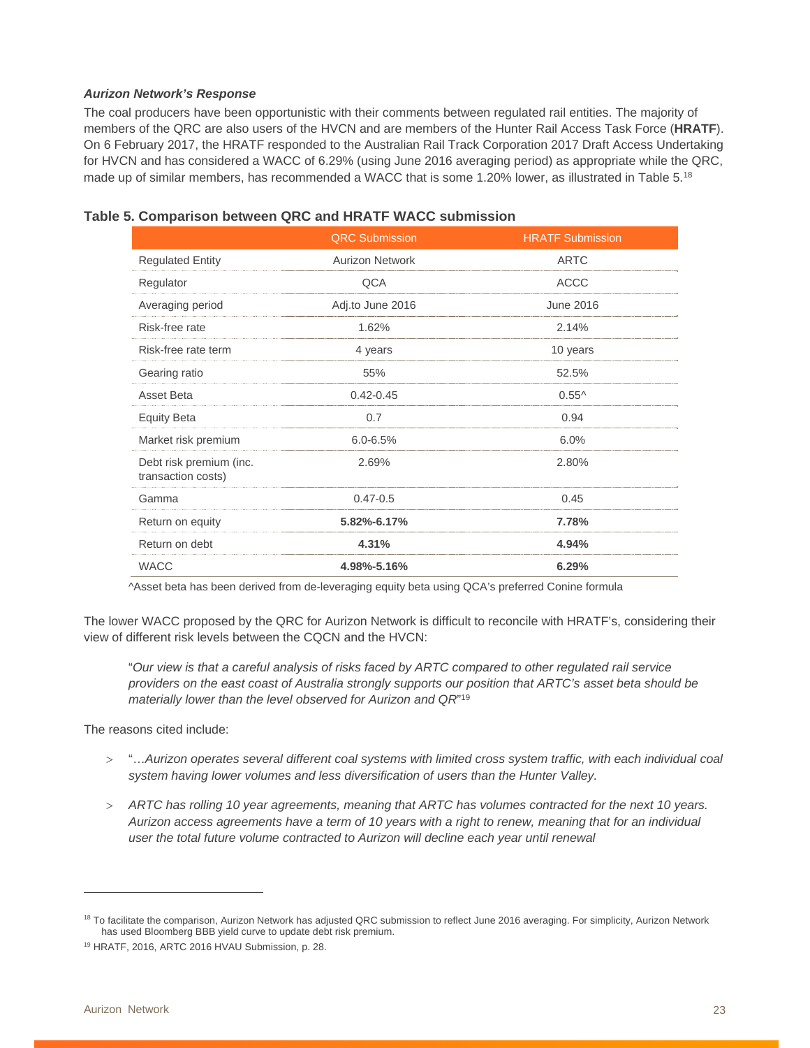***Aurizon Network's Response***

The coal producers have been opportunistic with their comments between regulated rail entities. The majority of members of the QRC are also users of the HVCN and are members of the Hunter Rail Access Task Force (**HRATF**). On 6 February 2017, the HRATF responded to the Australian Rail Track Corporation 2017 Draft Access Undertaking for HVCN and has considered a WACC of 6.29% (using June 2016 averaging period) as appropriate while the QRC, made up of similar members, has recommended a WACC that is some 1.20% lower, as illustrated in Table 5.[18]

**Table 5. Comparison between QRC and HRATF WACC submission**

| | QRC Submission | HRATF Submission |
|---|---|---|
| Regulated Entity | Aurizon Network | ARTC |
| Regulator | QCA | ACCC |
| Averaging period | Adj.to June 2016 | June 2016 |
| Risk-free rate | 1.62% | 2.14% |
| Risk-free rate term | 4 years | 10 years |
| Gearing ratio | 55% | 52.5% |
| Asset Beta | 0.42-0.45 | 0.55^ |
| Equity Beta | 0.7 | 0.94 |
| Market risk premium | 6.0-6.5% | 6.0% |
| Debt risk premium (inc. transaction costs) | 2.69% | 2.80% |
| Gamma | 0.47-0.5 | 0.45 |
| Return on equity | **5.82%-6.17%** | **7.78%** |
| Return on debt | **4.31%** | **4.94%** |
| WACC | **4.98%-5.16%** | **6.29%** |

^Asset beta has been derived from de-leveraging equity beta using QCA's preferred Conine formula

The lower WACC proposed by the QRC for Aurizon Network is difficult to reconcile with HRATF's, considering their view of different risk levels between the CQCN and the HVCN:

> "*Our view is that a careful analysis of risks faced by ARTC compared to other regulated rail service providers on the east coast of Australia strongly supports our position that ARTC's asset beta should be materially lower than the level observed for Aurizon and QR*"[19]

The reasons cited include:

- "…*Aurizon operates several different coal systems with limited cross system traffic, with each individual coal system having lower volumes and less diversification of users than the Hunter Valley.*
- *ARTC has rolling 10 year agreements, meaning that ARTC has volumes contracted for the next 10 years. Aurizon access agreements have a term of 10 years with a right to renew, meaning that for an individual user the total future volume contracted to Aurizon will decline each year until renewal*

---

[18] To facilitate the comparison, Aurizon Network has adjusted QRC submission to reflect June 2016 averaging. For simplicity, Aurizon Network has used Bloomberg BBB yield curve to update debt risk premium.

[19] HRATF, 2016, ARTC 2016 HVAU Submission, p. 28.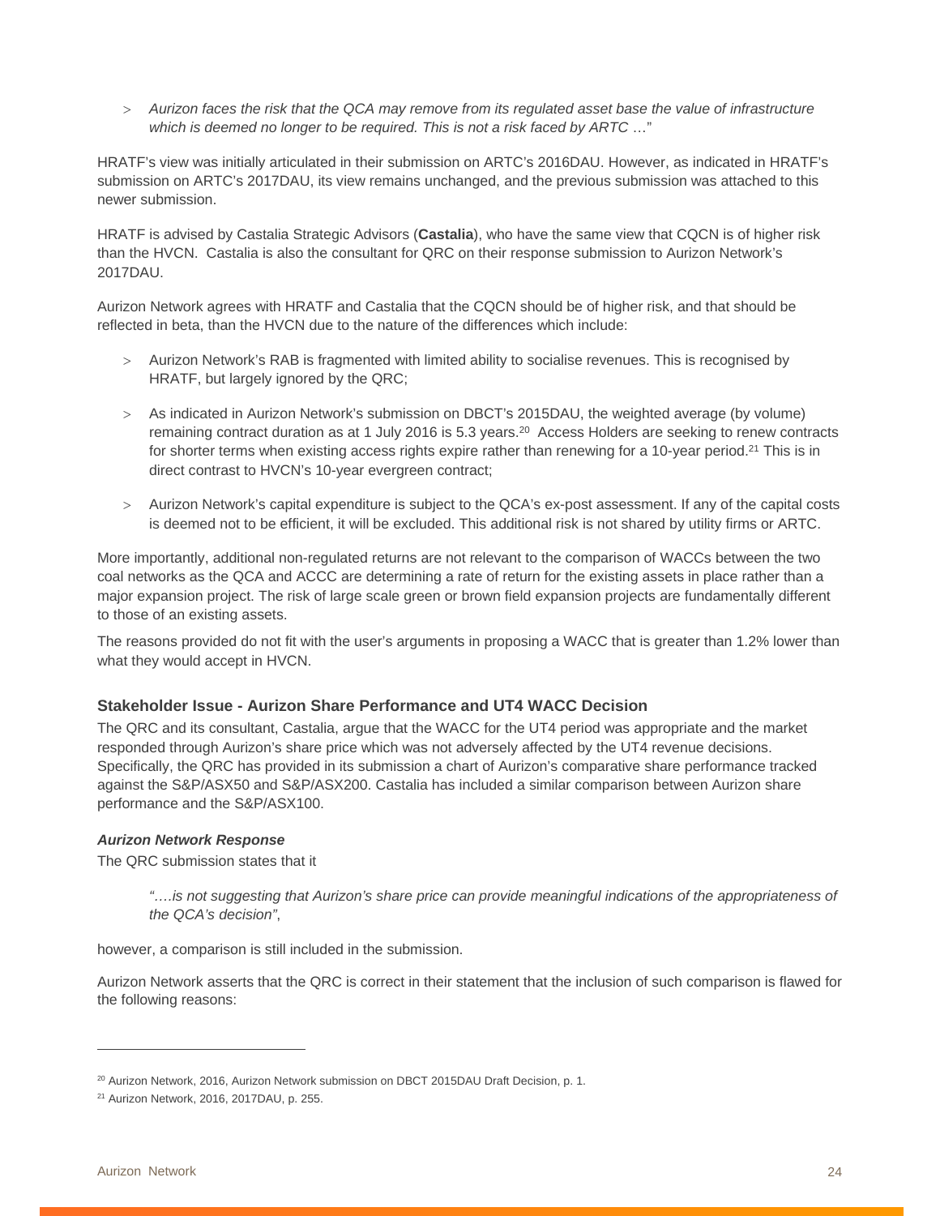- *Aurizon faces the risk that the QCA may remove from its regulated asset base the value of infrastructure which is deemed no longer to be required. This is not a risk faced by ARTC* …"

HRATF's view was initially articulated in their submission on ARTC's 2016DAU. However, as indicated in HRATF's submission on ARTC's 2017DAU, its view remains unchanged, and the previous submission was attached to this newer submission.

HRATF is advised by Castalia Strategic Advisors (**Castalia**), who have the same view that CQCN is of higher risk than the HVCN. Castalia is also the consultant for QRC on their response submission to Aurizon Network's 2017DAU.

Aurizon Network agrees with HRATF and Castalia that the CQCN should be of higher risk, and that should be reflected in beta, than the HVCN due to the nature of the differences which include:

- Aurizon Network's RAB is fragmented with limited ability to socialise revenues. This is recognised by HRATF, but largely ignored by the QRC;
- As indicated in Aurizon Network's submission on DBCT's 2015DAU, the weighted average (by volume) remaining contract duration as at 1 July 2016 is 5.3 years.[20] Access Holders are seeking to renew contracts for shorter terms when existing access rights expire rather than renewing for a 10-year period.[21] This is in direct contrast to HVCN's 10-year evergreen contract;
- Aurizon Network's capital expenditure is subject to the QCA's ex-post assessment. If any of the capital costs is deemed not to be efficient, it will be excluded. This additional risk is not shared by utility firms or ARTC.

More importantly, additional non-regulated returns are not relevant to the comparison of WACCs between the two coal networks as the QCA and ACCC are determining a rate of return for the existing assets in place rather than a major expansion project. The risk of large scale green or brown field expansion projects are fundamentally different to those of an existing assets.

The reasons provided do not fit with the user's arguments in proposing a WACC that is greater than 1.2% lower than what they would accept in HVCN.

### Stakeholder Issue - Aurizon Share Performance and UT4 WACC Decision

The QRC and its consultant, Castalia, argue that the WACC for the UT4 period was appropriate and the market responded through Aurizon's share price which was not adversely affected by the UT4 revenue decisions. Specifically, the QRC has provided in its submission a chart of Aurizon's comparative share performance tracked against the S&P/ASX50 and S&P/ASX200. Castalia has included a similar comparison between Aurizon share performance and the S&P/ASX100.

#### *Aurizon Network Response*

The QRC submission states that it

> *"….is not suggesting that Aurizon's share price can provide meaningful indications of the appropriateness of the QCA's decision"*,

however, a comparison is still included in the submission.

Aurizon Network asserts that the QRC is correct in their statement that the inclusion of such comparison is flawed for the following reasons:

---

[20] Aurizon Network, 2016, Aurizon Network submission on DBCT 2015DAU Draft Decision, p. 1.

[21] Aurizon Network, 2016, 2017DAU, p. 255.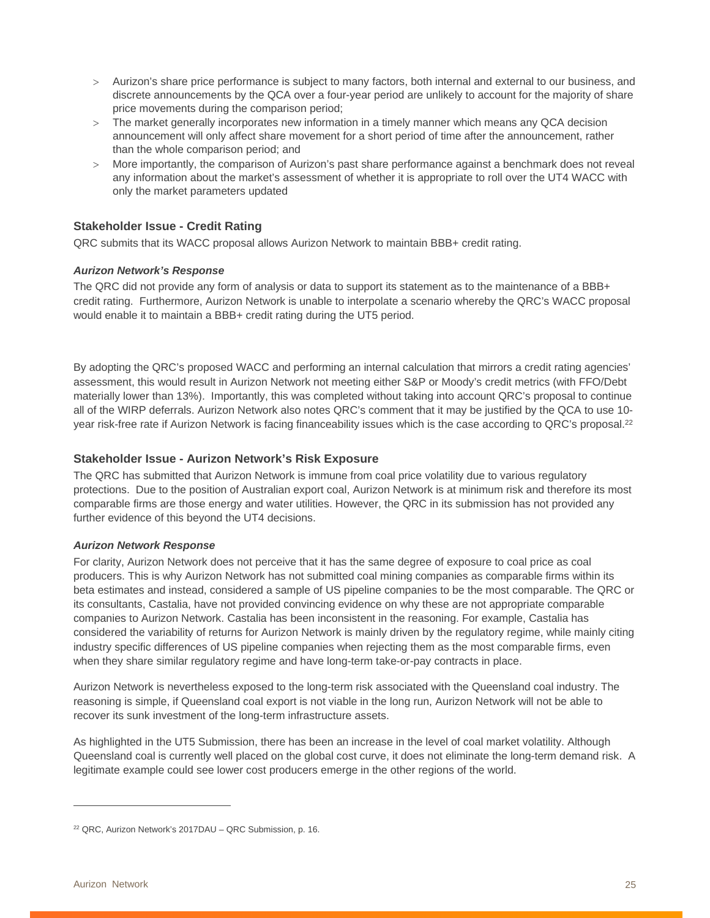- Aurizon's share price performance is subject to many factors, both internal and external to our business, and discrete announcements by the QCA over a four-year period are unlikely to account for the majority of share price movements during the comparison period;
- The market generally incorporates new information in a timely manner which means any QCA decision announcement will only affect share movement for a short period of time after the announcement, rather than the whole comparison period; and
- More importantly, the comparison of Aurizon's past share performance against a benchmark does not reveal any information about the market's assessment of whether it is appropriate to roll over the UT4 WACC with only the market parameters updated

### Stakeholder Issue - Credit Rating

QRC submits that its WACC proposal allows Aurizon Network to maintain BBB+ credit rating.

#### *Aurizon Network's Response*

The QRC did not provide any form of analysis or data to support its statement as to the maintenance of a BBB+ credit rating. Furthermore, Aurizon Network is unable to interpolate a scenario whereby the QRC's WACC proposal would enable it to maintain a BBB+ credit rating during the UT5 period.

By adopting the QRC's proposed WACC and performing an internal calculation that mirrors a credit rating agencies' assessment, this would result in Aurizon Network not meeting either S&P or Moody's credit metrics (with FFO/Debt materially lower than 13%). Importantly, this was completed without taking into account QRC's proposal to continue all of the WIRP deferrals. Aurizon Network also notes QRC's comment that it may be justified by the QCA to use 10-year risk-free rate if Aurizon Network is facing financeability issues which is the case according to QRC's proposal.[22]

### Stakeholder Issue - Aurizon Network's Risk Exposure

The QRC has submitted that Aurizon Network is immune from coal price volatility due to various regulatory protections. Due to the position of Australian export coal, Aurizon Network is at minimum risk and therefore its most comparable firms are those energy and water utilities. However, the QRC in its submission has not provided any further evidence of this beyond the UT4 decisions.

#### *Aurizon Network Response*

For clarity, Aurizon Network does not perceive that it has the same degree of exposure to coal price as coal producers. This is why Aurizon Network has not submitted coal mining companies as comparable firms within its beta estimates and instead, considered a sample of US pipeline companies to be the most comparable. The QRC or its consultants, Castalia, have not provided convincing evidence on why these are not appropriate comparable companies to Aurizon Network. Castalia has been inconsistent in the reasoning. For example, Castalia has considered the variability of returns for Aurizon Network is mainly driven by the regulatory regime, while mainly citing industry specific differences of US pipeline companies when rejecting them as the most comparable firms, even when they share similar regulatory regime and have long-term take-or-pay contracts in place.

Aurizon Network is nevertheless exposed to the long-term risk associated with the Queensland coal industry. The reasoning is simple, if Queensland coal export is not viable in the long run, Aurizon Network will not be able to recover its sunk investment of the long-term infrastructure assets.

As highlighted in the UT5 Submission, there has been an increase in the level of coal market volatility. Although Queensland coal is currently well placed on the global cost curve, it does not eliminate the long-term demand risk. A legitimate example could see lower cost producers emerge in the other regions of the world.

---

[22] QRC, Aurizon Network's 2017DAU – QRC Submission, p. 16.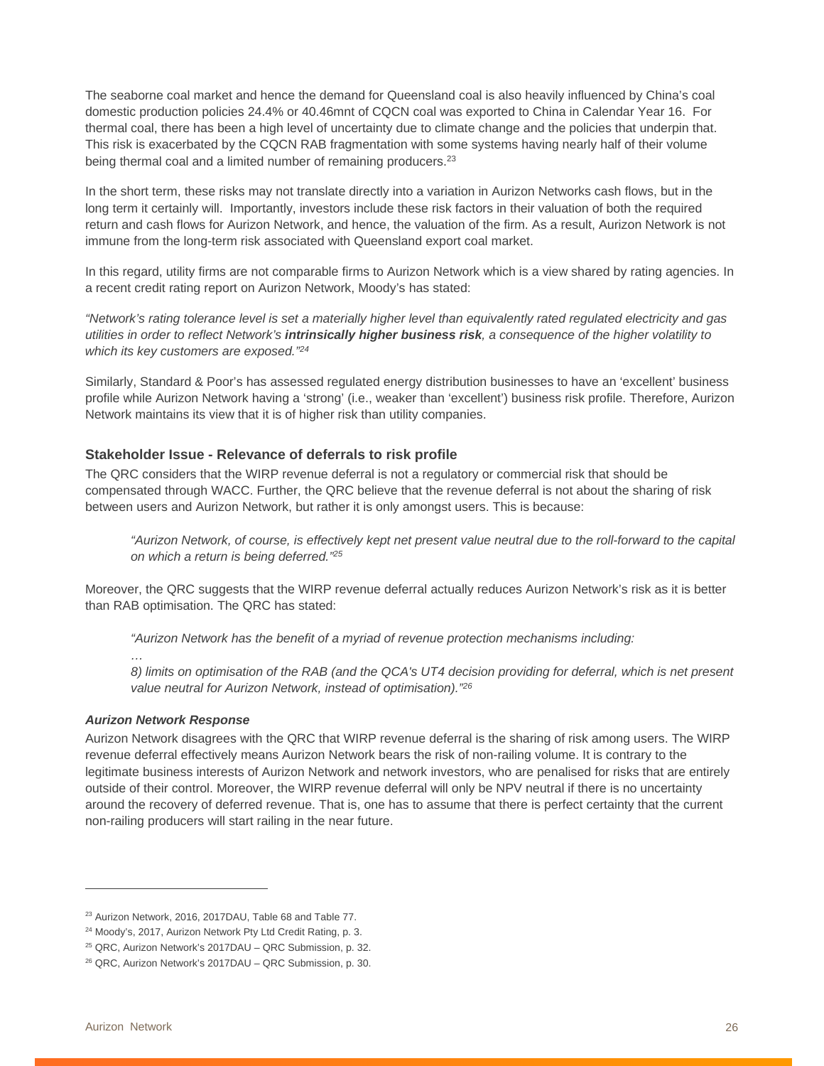The seaborne coal market and hence the demand for Queensland coal is also heavily influenced by China's coal domestic production policies 24.4% or 40.46mnt of CQCN coal was exported to China in Calendar Year 16. For thermal coal, there has been a high level of uncertainty due to climate change and the policies that underpin that. This risk is exacerbated by the CQCN RAB fragmentation with some systems having nearly half of their volume being thermal coal and a limited number of remaining producers.[23]

In the short term, these risks may not translate directly into a variation in Aurizon Networks cash flows, but in the long term it certainly will. Importantly, investors include these risk factors in their valuation of both the required return and cash flows for Aurizon Network, and hence, the valuation of the firm. As a result, Aurizon Network is not immune from the long-term risk associated with Queensland export coal market.

In this regard, utility firms are not comparable firms to Aurizon Network which is a view shared by rating agencies. In a recent credit rating report on Aurizon Network, Moody's has stated:

*"Network's rating tolerance level is set a materially higher level than equivalently rated regulated electricity and gas utilities in order to reflect Network's* ***intrinsically higher business risk****, a consequence of the higher volatility to which its key customers are exposed."*[24]

Similarly, Standard & Poor's has assessed regulated energy distribution businesses to have an 'excellent' business profile while Aurizon Network having a 'strong' (i.e., weaker than 'excellent') business risk profile. Therefore, Aurizon Network maintains its view that it is of higher risk than utility companies.

### Stakeholder Issue - Relevance of deferrals to risk profile

The QRC considers that the WIRP revenue deferral is not a regulatory or commercial risk that should be compensated through WACC. Further, the QRC believe that the revenue deferral is not about the sharing of risk between users and Aurizon Network, but rather it is only amongst users. This is because:

> *"Aurizon Network, of course, is effectively kept net present value neutral due to the roll-forward to the capital on which a return is being deferred."*[25]

Moreover, the QRC suggests that the WIRP revenue deferral actually reduces Aurizon Network's risk as it is better than RAB optimisation. The QRC has stated:

> *"Aurizon Network has the benefit of a myriad of revenue protection mechanisms including:*
>
> *…*
>
> *8) limits on optimisation of the RAB (and the QCA's UT4 decision providing for deferral, which is net present value neutral for Aurizon Network, instead of optimisation)."*[26]

#### *Aurizon Network Response*

Aurizon Network disagrees with the QRC that WIRP revenue deferral is the sharing of risk among users. The WIRP revenue deferral effectively means Aurizon Network bears the risk of non-railing volume. It is contrary to the legitimate business interests of Aurizon Network and network investors, who are penalised for risks that are entirely outside of their control. Moreover, the WIRP revenue deferral will only be NPV neutral if there is no uncertainty around the recovery of deferred revenue. That is, one has to assume that there is perfect certainty that the current non-railing producers will start railing in the near future.

---

[23] Aurizon Network, 2016, 2017DAU, Table 68 and Table 77.

[24] Moody's, 2017, Aurizon Network Pty Ltd Credit Rating, p. 3.

[25] QRC, Aurizon Network's 2017DAU – QRC Submission, p. 32.

[26] QRC, Aurizon Network's 2017DAU – QRC Submission, p. 30.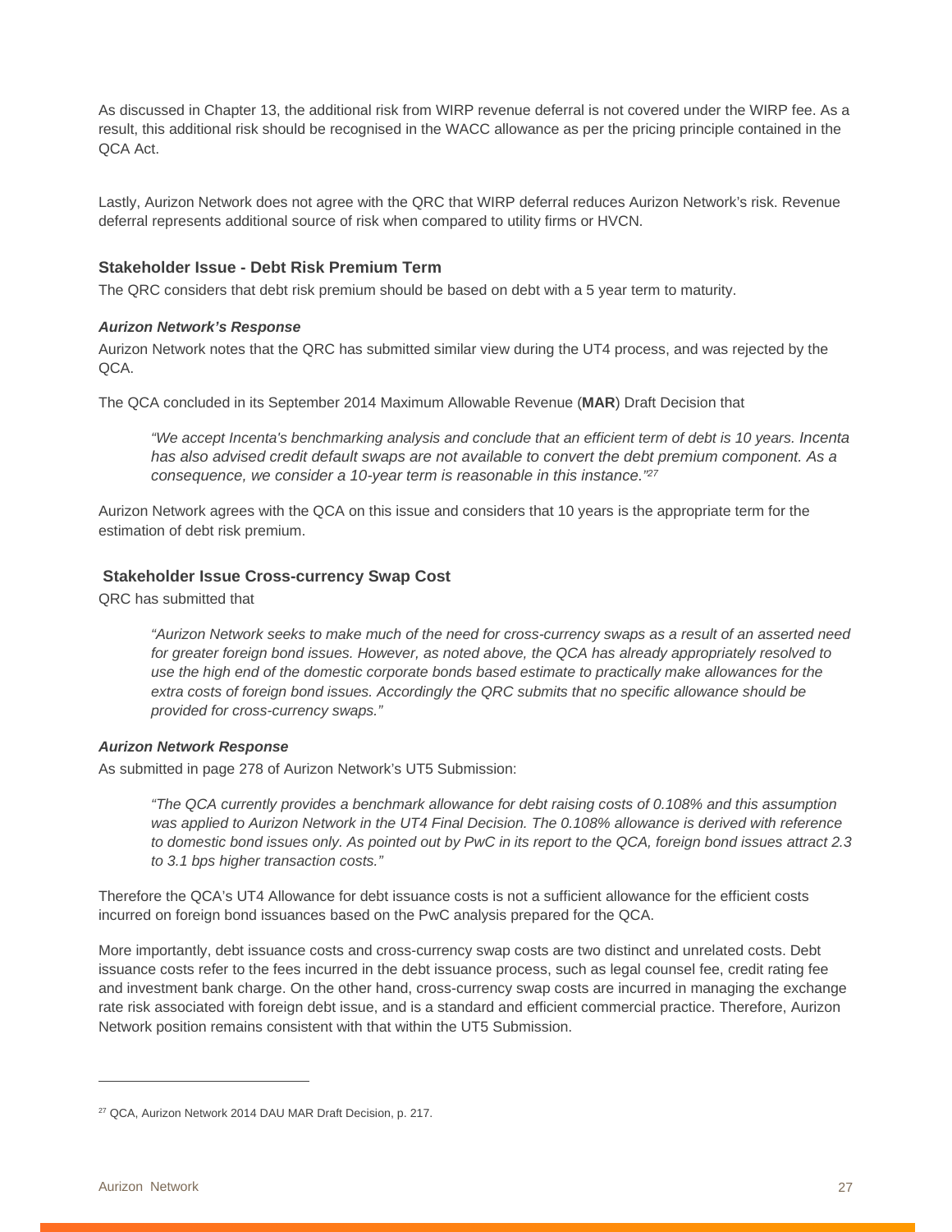As discussed in Chapter 13, the additional risk from WIRP revenue deferral is not covered under the WIRP fee. As a result, this additional risk should be recognised in the WACC allowance as per the pricing principle contained in the QCA Act.

Lastly, Aurizon Network does not agree with the QRC that WIRP deferral reduces Aurizon Network's risk. Revenue deferral represents additional source of risk when compared to utility firms or HVCN.

### Stakeholder Issue - Debt Risk Premium Term

The QRC considers that debt risk premium should be based on debt with a 5 year term to maturity.

#### *Aurizon Network's Response*

Aurizon Network notes that the QRC has submitted similar view during the UT4 process, and was rejected by the QCA.

The QCA concluded in its September 2014 Maximum Allowable Revenue (**MAR**) Draft Decision that

> *"We accept Incenta's benchmarking analysis and conclude that an efficient term of debt is 10 years. Incenta has also advised credit default swaps are not available to convert the debt premium component. As a consequence, we consider a 10-year term is reasonable in this instance."*[27]

Aurizon Network agrees with the QCA on this issue and considers that 10 years is the appropriate term for the estimation of debt risk premium.

### Stakeholder Issue Cross-currency Swap Cost

QRC has submitted that

> *"Aurizon Network seeks to make much of the need for cross-currency swaps as a result of an asserted need for greater foreign bond issues. However, as noted above, the QCA has already appropriately resolved to use the high end of the domestic corporate bonds based estimate to practically make allowances for the extra costs of foreign bond issues. Accordingly the QRC submits that no specific allowance should be provided for cross-currency swaps."*

#### *Aurizon Network Response*

As submitted in page 278 of Aurizon Network's UT5 Submission:

> *"The QCA currently provides a benchmark allowance for debt raising costs of 0.108% and this assumption was applied to Aurizon Network in the UT4 Final Decision. The 0.108% allowance is derived with reference to domestic bond issues only. As pointed out by PwC in its report to the QCA, foreign bond issues attract 2.3 to 3.1 bps higher transaction costs."*

Therefore the QCA's UT4 Allowance for debt issuance costs is not a sufficient allowance for the efficient costs incurred on foreign bond issuances based on the PwC analysis prepared for the QCA.

More importantly, debt issuance costs and cross-currency swap costs are two distinct and unrelated costs. Debt issuance costs refer to the fees incurred in the debt issuance process, such as legal counsel fee, credit rating fee and investment bank charge. On the other hand, cross-currency swap costs are incurred in managing the exchange rate risk associated with foreign debt issue, and is a standard and efficient commercial practice. Therefore, Aurizon Network position remains consistent with that within the UT5 Submission.

---

[27] QCA, Aurizon Network 2014 DAU MAR Draft Decision, p. 217.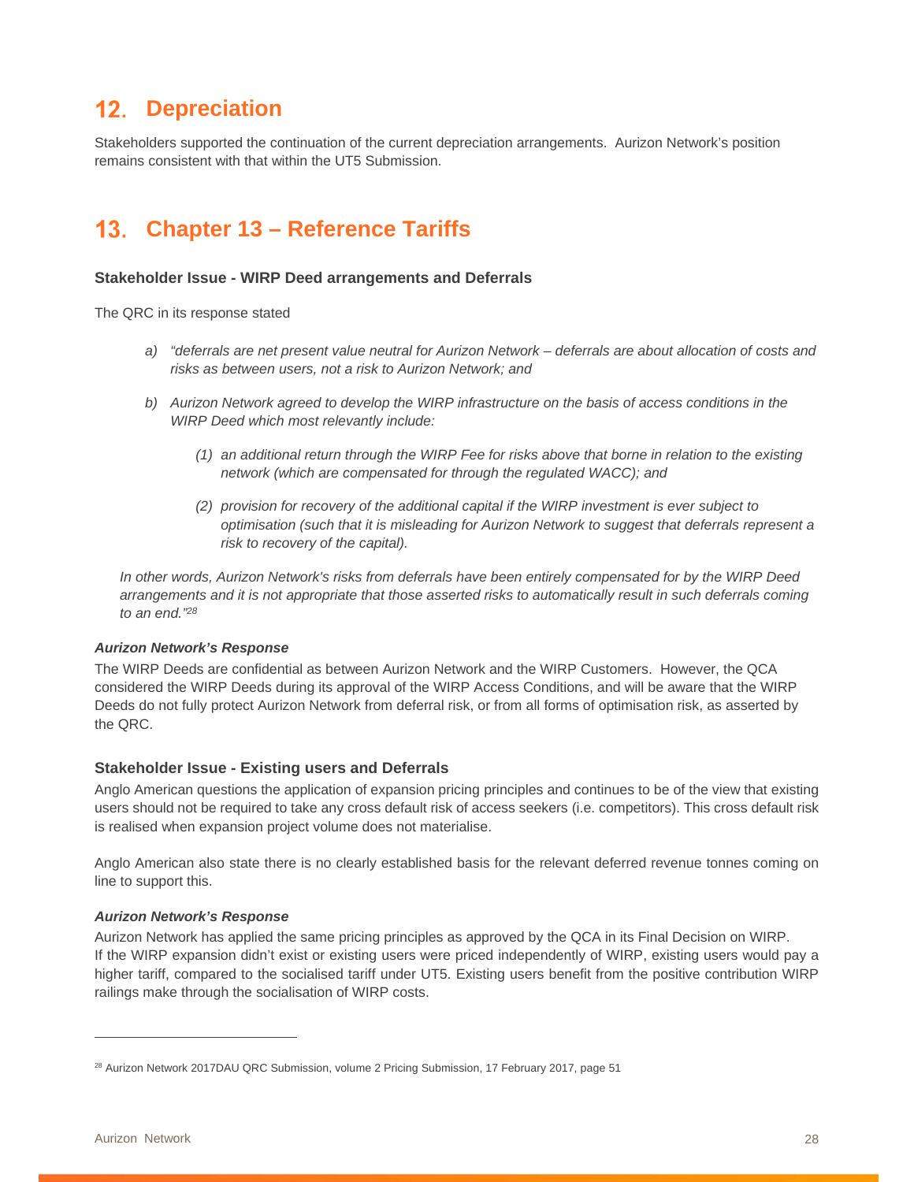# 12. Depreciation

Stakeholders supported the continuation of the current depreciation arrangements. Aurizon Network's position remains consistent with that within the UT5 Submission.

# 13. Chapter 13 – Reference Tariffs

### Stakeholder Issue - WIRP Deed arrangements and Deferrals

The QRC in its response stated

> a) *"deferrals are net present value neutral for Aurizon Network – deferrals are about allocation of costs and risks as between users, not a risk to Aurizon Network; and*
>
> b) *Aurizon Network agreed to develop the WIRP infrastructure on the basis of access conditions in the WIRP Deed which most relevantly include:*
>
>    (1) *an additional return through the WIRP Fee for risks above that borne in relation to the existing network (which are compensated for through the regulated WACC); and*
>
>    (2) *provision for recovery of the additional capital if the WIRP investment is ever subject to optimisation (such that it is misleading for Aurizon Network to suggest that deferrals represent a risk to recovery of the capital).*
>
> *In other words, Aurizon Network's risks from deferrals have been entirely compensated for by the WIRP Deed arrangements and it is not appropriate that those asserted risks to automatically result in such deferrals coming to an end."*[28]

#### *Aurizon Network's Response*

The WIRP Deeds are confidential as between Aurizon Network and the WIRP Customers. However, the QCA considered the WIRP Deeds during its approval of the WIRP Access Conditions, and will be aware that the WIRP Deeds do not fully protect Aurizon Network from deferral risk, or from all forms of optimisation risk, as asserted by the QRC.

### Stakeholder Issue - Existing users and Deferrals

Anglo American questions the application of expansion pricing principles and continues to be of the view that existing users should not be required to take any cross default risk of access seekers (i.e. competitors). This cross default risk is realised when expansion project volume does not materialise.

Anglo American also state there is no clearly established basis for the relevant deferred revenue tonnes coming on line to support this.

#### *Aurizon Network's Response*

Aurizon Network has applied the same pricing principles as approved by the QCA in its Final Decision on WIRP. If the WIRP expansion didn't exist or existing users were priced independently of WIRP, existing users would pay a higher tariff, compared to the socialised tariff under UT5. Existing users benefit from the positive contribution WIRP railings make through the socialisation of WIRP costs.

---

[28] Aurizon Network 2017DAU QRC Submission, volume 2 Pricing Submission, 17 February 2017, page 51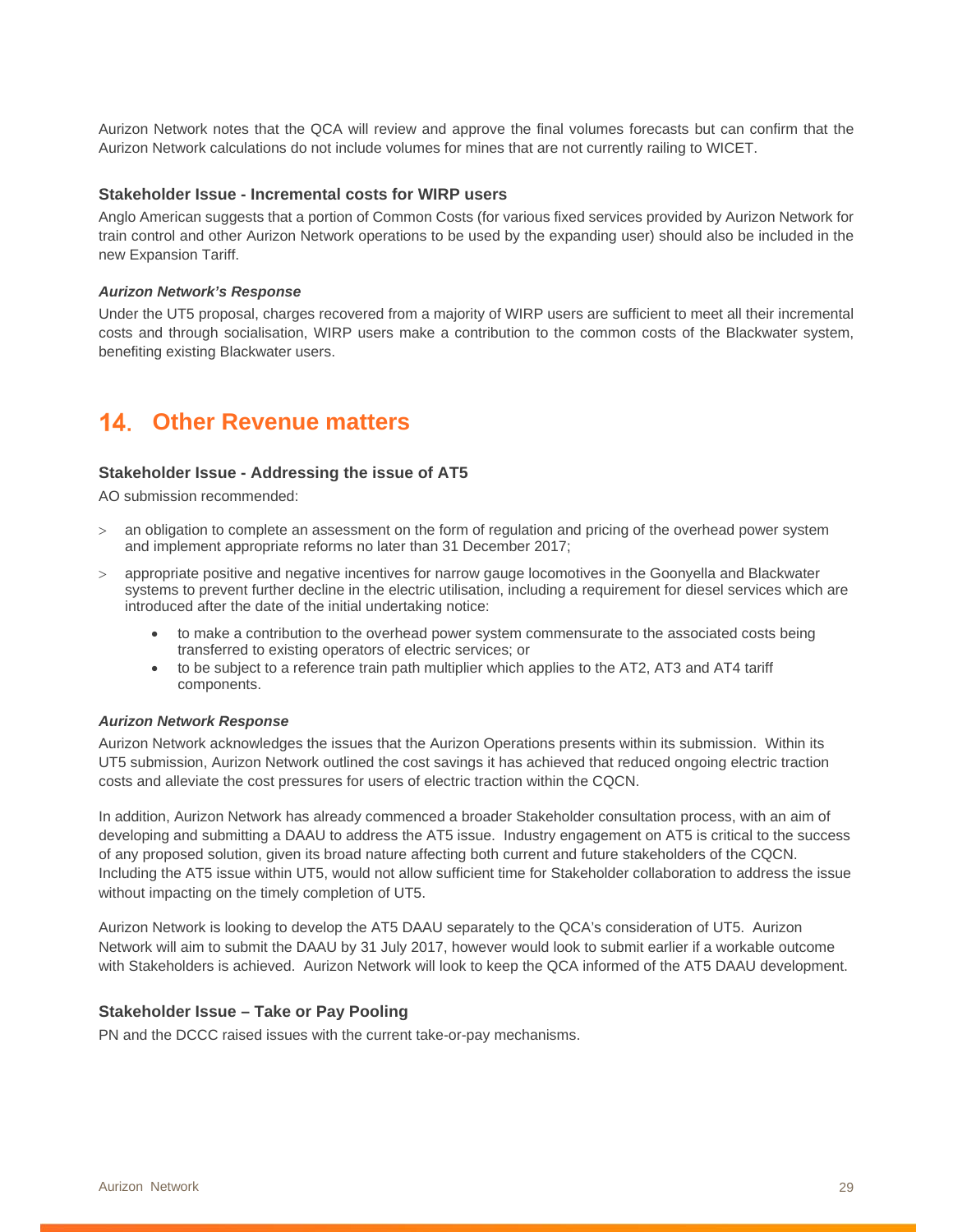Aurizon Network notes that the QCA will review and approve the final volumes forecasts but can confirm that the Aurizon Network calculations do not include volumes for mines that are not currently railing to WICET.

### Stakeholder Issue - Incremental costs for WIRP users

Anglo American suggests that a portion of Common Costs (for various fixed services provided by Aurizon Network for train control and other Aurizon Network operations to be used by the expanding user) should also be included in the new Expansion Tariff.

#### *Aurizon Network's Response*

Under the UT5 proposal, charges recovered from a majority of WIRP users are sufficient to meet all their incremental costs and through socialisation, WIRP users make a contribution to the common costs of the Blackwater system, benefiting existing Blackwater users.

## 14. Other Revenue matters

### Stakeholder Issue - Addressing the issue of AT5

AO submission recommended:

- an obligation to complete an assessment on the form of regulation and pricing of the overhead power system and implement appropriate reforms no later than 31 December 2017;
- appropriate positive and negative incentives for narrow gauge locomotives in the Goonyella and Blackwater systems to prevent further decline in the electric utilisation, including a requirement for diesel services which are introduced after the date of the initial undertaking notice:
  - to make a contribution to the overhead power system commensurate to the associated costs being transferred to existing operators of electric services; or
  - to be subject to a reference train path multiplier which applies to the AT2, AT3 and AT4 tariff components.

#### *Aurizon Network Response*

Aurizon Network acknowledges the issues that the Aurizon Operations presents within its submission. Within its UT5 submission, Aurizon Network outlined the cost savings it has achieved that reduced ongoing electric traction costs and alleviate the cost pressures for users of electric traction within the CQCN.

In addition, Aurizon Network has already commenced a broader Stakeholder consultation process, with an aim of developing and submitting a DAAU to address the AT5 issue. Industry engagement on AT5 is critical to the success of any proposed solution, given its broad nature affecting both current and future stakeholders of the CQCN. Including the AT5 issue within UT5, would not allow sufficient time for Stakeholder collaboration to address the issue without impacting on the timely completion of UT5.

Aurizon Network is looking to develop the AT5 DAAU separately to the QCA's consideration of UT5. Aurizon Network will aim to submit the DAAU by 31 July 2017, however would look to submit earlier if a workable outcome with Stakeholders is achieved. Aurizon Network will look to keep the QCA informed of the AT5 DAAU development.

### Stakeholder Issue – Take or Pay Pooling

PN and the DCCC raised issues with the current take-or-pay mechanisms.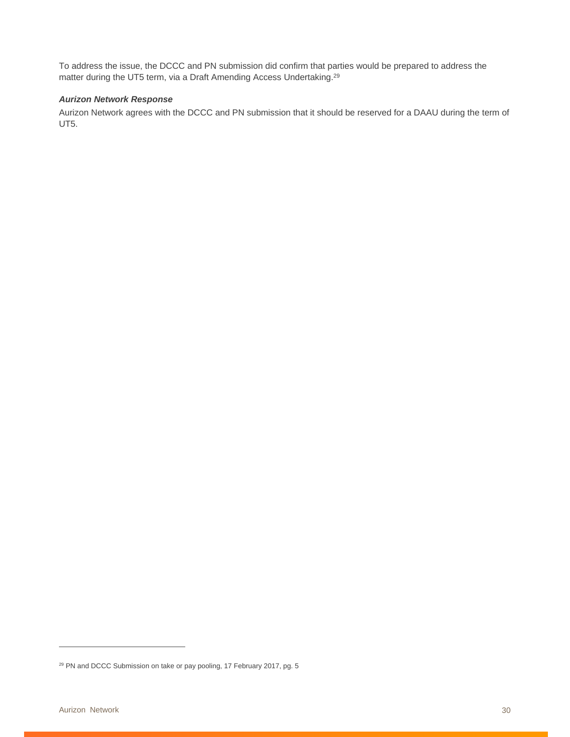To address the issue, the DCCC and PN submission did confirm that parties would be prepared to address the matter during the UT5 term, via a Draft Amending Access Undertaking.[29]

***Aurizon Network Response***

Aurizon Network agrees with the DCCC and PN submission that it should be reserved for a DAAU during the term of UT5.

---

[29] PN and DCCC Submission on take or pay pooling, 17 February 2017, pg. 5